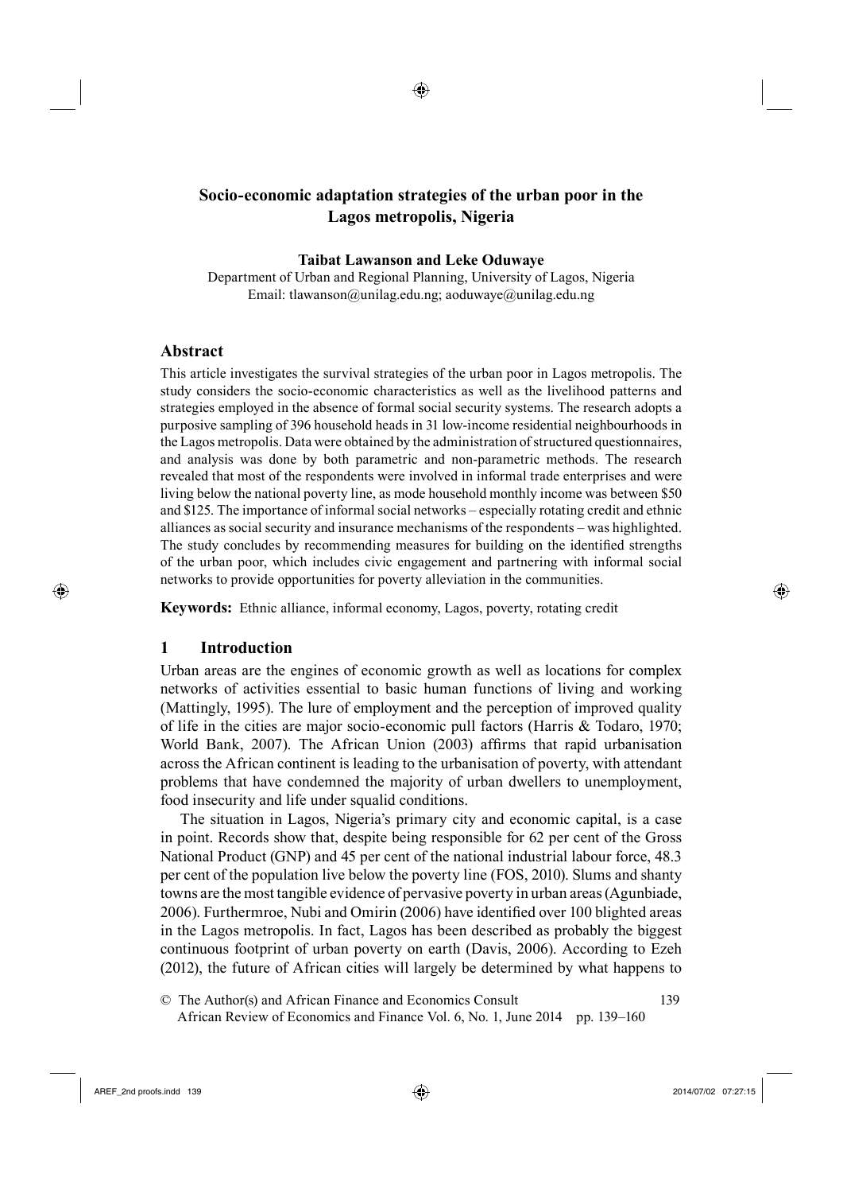# Socio-economic adaptation strategies of the urban poor in the Lagos metropolis, Nigeria

**Taibat Lawanson and Leke Oduwaye**

Department of Urban and Regional Planning, University of Lagos, Nigeria
Email: tlawanson@unilag.edu.ng; aoduwaye@unilag.edu.ng

## Abstract

This article investigates the survival strategies of the urban poor in Lagos metropolis. The study considers the socio-economic characteristics as well as the livelihood patterns and strategies employed in the absence of formal social security systems. The research adopts a purposive sampling of 396 household heads in 31 low-income residential neighbourhoods in the Lagos metropolis. Data were obtained by the administration of structured questionnaires, and analysis was done by both parametric and non-parametric methods. The research revealed that most of the respondents were involved in informal trade enterprises and were living below the national poverty line, as mode household monthly income was between \$50 and \$125. The importance of informal social networks – especially rotating credit and ethnic alliances as social security and insurance mechanisms of the respondents – was highlighted. The study concludes by recommending measures for building on the identified strengths of the urban poor, which includes civic engagement and partnering with informal social networks to provide opportunities for poverty alleviation in the communities.

**Keywords:** Ethnic alliance, informal economy, Lagos, poverty, rotating credit

## 1 Introduction

Urban areas are the engines of economic growth as well as locations for complex networks of activities essential to basic human functions of living and working (Mattingly, 1995). The lure of employment and the perception of improved quality of life in the cities are major socio-economic pull factors (Harris & Todaro, 1970; World Bank, 2007). The African Union (2003) affirms that rapid urbanisation across the African continent is leading to the urbanisation of poverty, with attendant problems that have condemned the majority of urban dwellers to unemployment, food insecurity and life under squalid conditions.

The situation in Lagos, Nigeria's primary city and economic capital, is a case in point. Records show that, despite being responsible for 62 per cent of the Gross National Product (GNP) and 45 per cent of the national industrial labour force, 48.3 per cent of the population live below the poverty line (FOS, 2010). Slums and shanty towns are the most tangible evidence of pervasive poverty in urban areas (Agunbiade, 2006). Furthermroe, Nubi and Omirin (2006) have identified over 100 blighted areas in the Lagos metropolis. In fact, Lagos has been described as probably the biggest continuous footprint of urban poverty on earth (Davis, 2006). According to Ezeh (2012), the future of African cities will largely be determined by what happens to

© The Author(s) and African Finance and Economics Consult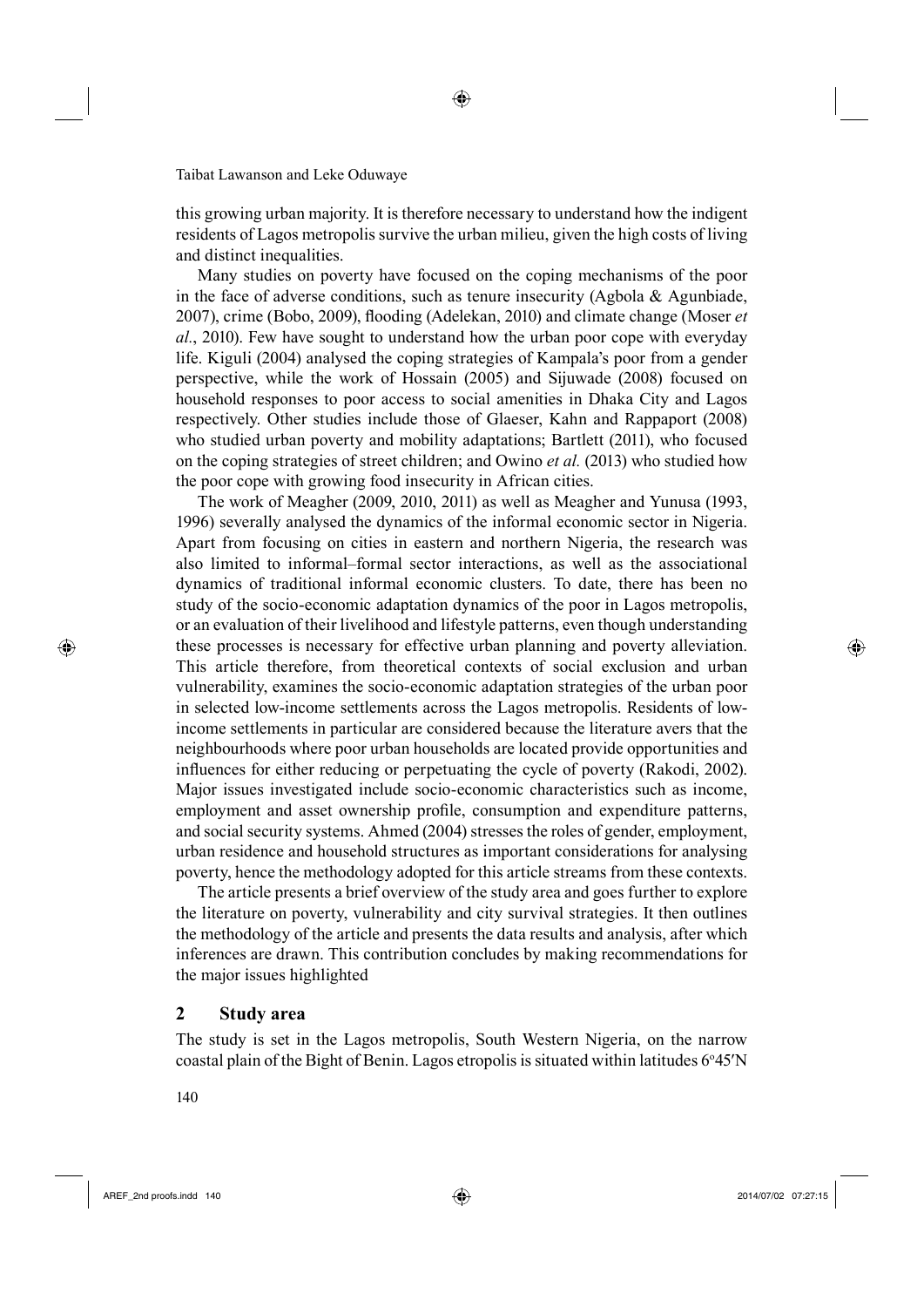this growing urban majority. It is therefore necessary to understand how the indigent residents of Lagos metropolis survive the urban milieu, given the high costs of living and distinct inequalities.

Many studies on poverty have focused on the coping mechanisms of the poor in the face of adverse conditions, such as tenure insecurity (Agbola & Agunbiade, 2007), crime (Bobo, 2009), flooding (Adelekan, 2010) and climate change (Moser *et al.*, 2010). Few have sought to understand how the urban poor cope with everyday life. Kiguli (2004) analysed the coping strategies of Kampala's poor from a gender perspective, while the work of Hossain (2005) and Sijuwade (2008) focused on household responses to poor access to social amenities in Dhaka City and Lagos respectively. Other studies include those of Glaeser, Kahn and Rappaport (2008) who studied urban poverty and mobility adaptations; Bartlett (2011), who focused on the coping strategies of street children; and Owino *et al.* (2013) who studied how the poor cope with growing food insecurity in African cities.

The work of Meagher (2009, 2010, 2011) as well as Meagher and Yunusa (1993, 1996) severally analysed the dynamics of the informal economic sector in Nigeria. Apart from focusing on cities in eastern and northern Nigeria, the research was also limited to informal–formal sector interactions, as well as the associational dynamics of traditional informal economic clusters. To date, there has been no study of the socio-economic adaptation dynamics of the poor in Lagos metropolis, or an evaluation of their livelihood and lifestyle patterns, even though understanding these processes is necessary for effective urban planning and poverty alleviation. This article therefore, from theoretical contexts of social exclusion and urban vulnerability, examines the socio-economic adaptation strategies of the urban poor in selected low-income settlements across the Lagos metropolis. Residents of low-income settlements in particular are considered because the literature avers that the neighbourhoods where poor urban households are located provide opportunities and influences for either reducing or perpetuating the cycle of poverty (Rakodi, 2002). Major issues investigated include socio-economic characteristics such as income, employment and asset ownership profile, consumption and expenditure patterns, and social security systems. Ahmed (2004) stresses the roles of gender, employment, urban residence and household structures as important considerations for analysing poverty, hence the methodology adopted for this article streams from these contexts.

The article presents a brief overview of the study area and goes further to explore the literature on poverty, vulnerability and city survival strategies. It then outlines the methodology of the article and presents the data results and analysis, after which inferences are drawn. This contribution concludes by making recommendations for the major issues highlighted

## 2 Study area

The study is set in the Lagos metropolis, South Western Nigeria, on the narrow coastal plain of the Bight of Benin. Lagos etropolis is situated within latitudes 6°45′N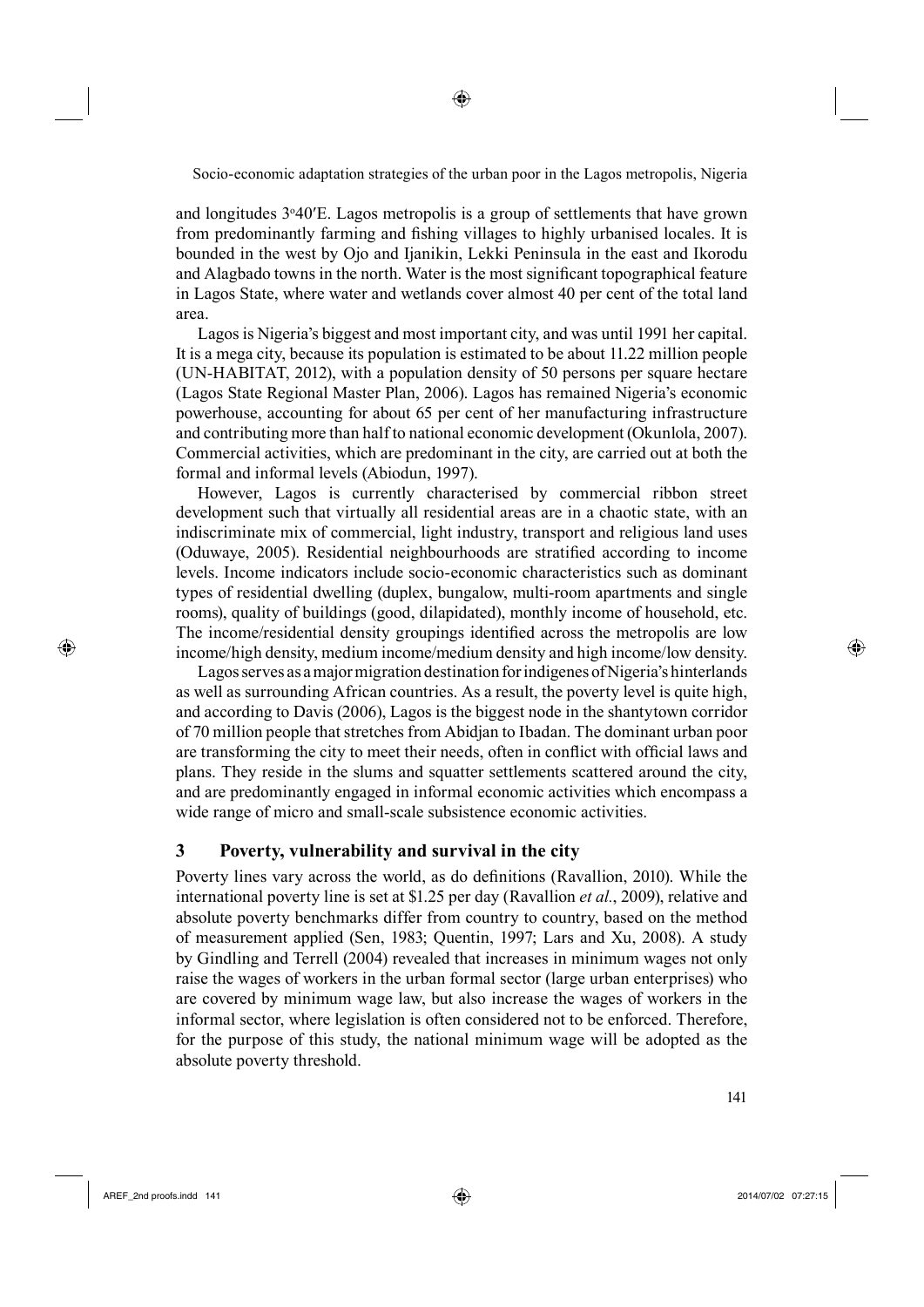and longitudes 3°40′E. Lagos metropolis is a group of settlements that have grown from predominantly farming and fishing villages to highly urbanised locales. It is bounded in the west by Ojo and Ijanikin, Lekki Peninsula in the east and Ikorodu and Alagbado towns in the north. Water is the most significant topographical feature in Lagos State, where water and wetlands cover almost 40 per cent of the total land area.

Lagos is Nigeria's biggest and most important city, and was until 1991 her capital. It is a mega city, because its population is estimated to be about 11.22 million people (UN-HABITAT, 2012), with a population density of 50 persons per square hectare (Lagos State Regional Master Plan, 2006). Lagos has remained Nigeria's economic powerhouse, accounting for about 65 per cent of her manufacturing infrastructure and contributing more than half to national economic development (Okunlola, 2007). Commercial activities, which are predominant in the city, are carried out at both the formal and informal levels (Abiodun, 1997).

However, Lagos is currently characterised by commercial ribbon street development such that virtually all residential areas are in a chaotic state, with an indiscriminate mix of commercial, light industry, transport and religious land uses (Oduwaye, 2005). Residential neighbourhoods are stratified according to income levels. Income indicators include socio-economic characteristics such as dominant types of residential dwelling (duplex, bungalow, multi-room apartments and single rooms), quality of buildings (good, dilapidated), monthly income of household, etc. The income/residential density groupings identified across the metropolis are low income/high density, medium income/medium density and high income/low density.

Lagos serves as a major migration destination for indigenes of Nigeria's hinterlands as well as surrounding African countries. As a result, the poverty level is quite high, and according to Davis (2006), Lagos is the biggest node in the shantytown corridor of 70 million people that stretches from Abidjan to Ibadan. The dominant urban poor are transforming the city to meet their needs, often in conflict with official laws and plans. They reside in the slums and squatter settlements scattered around the city, and are predominantly engaged in informal economic activities which encompass a wide range of micro and small-scale subsistence economic activities.

## 3 Poverty, vulnerability and survival in the city

Poverty lines vary across the world, as do definitions (Ravallion, 2010). While the international poverty line is set at $1.25 per day (Ravallion *et al.*, 2009), relative and absolute poverty benchmarks differ from country to country, based on the method of measurement applied (Sen, 1983; Quentin, 1997; Lars and Xu, 2008). A study by Gindling and Terrell (2004) revealed that increases in minimum wages not only raise the wages of workers in the urban formal sector (large urban enterprises) who are covered by minimum wage law, but also increase the wages of workers in the informal sector, where legislation is often considered not to be enforced. Therefore, for the purpose of this study, the national minimum wage will be adopted as the absolute poverty threshold.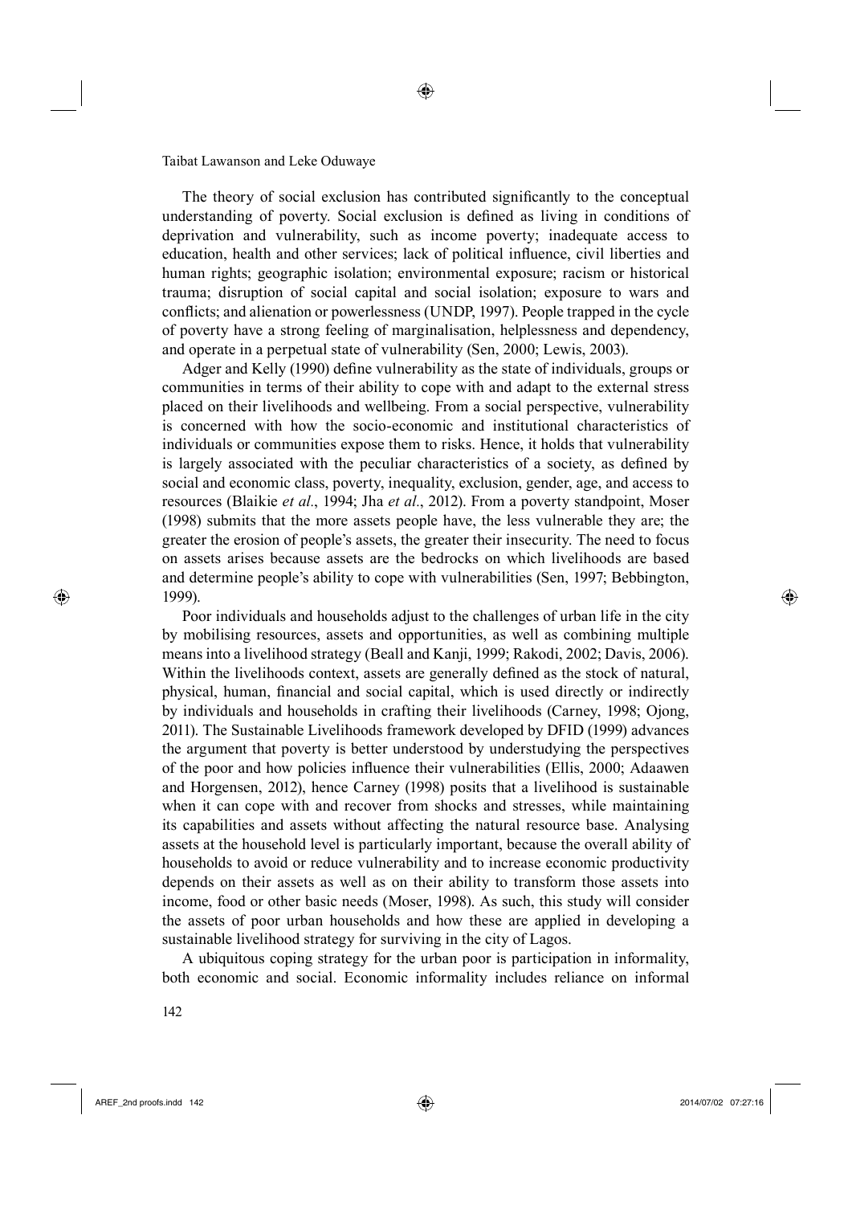The theory of social exclusion has contributed significantly to the conceptual understanding of poverty. Social exclusion is defined as living in conditions of deprivation and vulnerability, such as income poverty; inadequate access to education, health and other services; lack of political influence, civil liberties and human rights; geographic isolation; environmental exposure; racism or historical trauma; disruption of social capital and social isolation; exposure to wars and conflicts; and alienation or powerlessness (UNDP, 1997). People trapped in the cycle of poverty have a strong feeling of marginalisation, helplessness and dependency, and operate in a perpetual state of vulnerability (Sen, 2000; Lewis, 2003).

Adger and Kelly (1990) define vulnerability as the state of individuals, groups or communities in terms of their ability to cope with and adapt to the external stress placed on their livelihoods and wellbeing. From a social perspective, vulnerability is concerned with how the socio-economic and institutional characteristics of individuals or communities expose them to risks. Hence, it holds that vulnerability is largely associated with the peculiar characteristics of a society, as defined by social and economic class, poverty, inequality, exclusion, gender, age, and access to resources (Blaikie *et al*., 1994; Jha *et al*., 2012). From a poverty standpoint, Moser (1998) submits that the more assets people have, the less vulnerable they are; the greater the erosion of people's assets, the greater their insecurity. The need to focus on assets arises because assets are the bedrocks on which livelihoods are based and determine people's ability to cope with vulnerabilities (Sen, 1997; Bebbington, 1999).

Poor individuals and households adjust to the challenges of urban life in the city by mobilising resources, assets and opportunities, as well as combining multiple means into a livelihood strategy (Beall and Kanji, 1999; Rakodi, 2002; Davis, 2006). Within the livelihoods context, assets are generally defined as the stock of natural, physical, human, financial and social capital, which is used directly or indirectly by individuals and households in crafting their livelihoods (Carney, 1998; Ojong, 2011). The Sustainable Livelihoods framework developed by DFID (1999) advances the argument that poverty is better understood by understudying the perspectives of the poor and how policies influence their vulnerabilities (Ellis, 2000; Adaawen and Horgensen, 2012), hence Carney (1998) posits that a livelihood is sustainable when it can cope with and recover from shocks and stresses, while maintaining its capabilities and assets without affecting the natural resource base. Analysing assets at the household level is particularly important, because the overall ability of households to avoid or reduce vulnerability and to increase economic productivity depends on their assets as well as on their ability to transform those assets into income, food or other basic needs (Moser, 1998). As such, this study will consider the assets of poor urban households and how these are applied in developing a sustainable livelihood strategy for surviving in the city of Lagos.

A ubiquitous coping strategy for the urban poor is participation in informality, both economic and social. Economic informality includes reliance on informal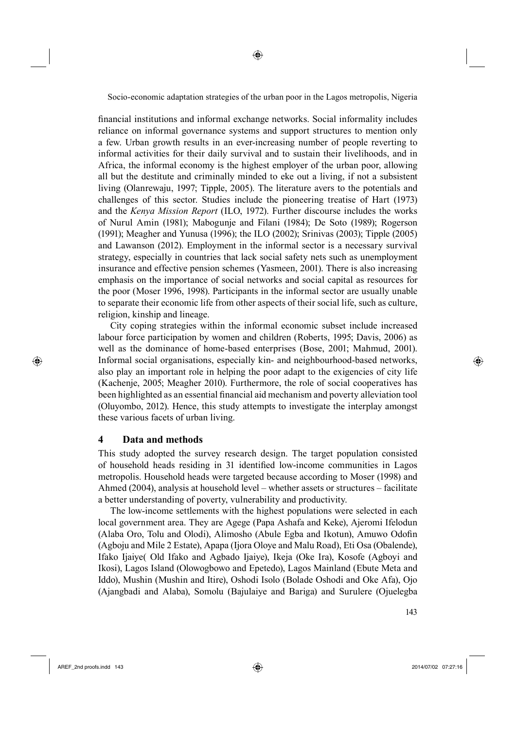financial institutions and informal exchange networks. Social informality includes reliance on informal governance systems and support structures to mention only a few. Urban growth results in an ever-increasing number of people reverting to informal activities for their daily survival and to sustain their livelihoods, and in Africa, the informal economy is the highest employer of the urban poor, allowing all but the destitute and criminally minded to eke out a living, if not a subsistent living (Olanrewaju, 1997; Tipple, 2005). The literature avers to the potentials and challenges of this sector. Studies include the pioneering treatise of Hart (1973) and the *Kenya Mission Report* (ILO, 1972). Further discourse includes the works of Nurul Amin (1981); Mabogunje and Filani (1984); De Soto (1989); Rogerson (1991); Meagher and Yunusa (1996); the ILO (2002); Srinivas (2003); Tipple (2005) and Lawanson (2012). Employment in the informal sector is a necessary survival strategy, especially in countries that lack social safety nets such as unemployment insurance and effective pension schemes (Yasmeen, 2001). There is also increasing emphasis on the importance of social networks and social capital as resources for the poor (Moser 1996, 1998). Participants in the informal sector are usually unable to separate their economic life from other aspects of their social life, such as culture, religion, kinship and lineage.

City coping strategies within the informal economic subset include increased labour force participation by women and children (Roberts, 1995; Davis, 2006) as well as the dominance of home-based enterprises (Bose, 2001; Mahmud, 2001). Informal social organisations, especially kin- and neighbourhood-based networks, also play an important role in helping the poor adapt to the exigencies of city life (Kachenje, 2005; Meagher 2010). Furthermore, the role of social cooperatives has been highlighted as an essential financial aid mechanism and poverty alleviation tool (Oluyombo, 2012). Hence, this study attempts to investigate the interplay amongst these various facets of urban living.

## 4 Data and methods

This study adopted the survey research design. The target population consisted of household heads residing in 31 identified low-income communities in Lagos metropolis. Household heads were targeted because according to Moser (1998) and Ahmed (2004), analysis at household level – whether assets or structures – facilitate a better understanding of poverty, vulnerability and productivity.

The low-income settlements with the highest populations were selected in each local government area. They are Agege (Papa Ashafa and Keke), Ajeromi Ifelodun (Alaba Oro, Tolu and Olodi), Alimosho (Abule Egba and Ikotun), Amuwo Odofin (Agboju and Mile 2 Estate), Apapa (Ijora Oloye and Malu Road), Eti Osa (Obalende), Ifako Ijaiye( Old Ifako and Agbado Ijaiye), Ikeja (Oke Ira), Kosofe (Agboyi and Ikosi), Lagos Island (Olowogbowo and Epetedo), Lagos Mainland (Ebute Meta and Iddo), Mushin (Mushin and Itire), Oshodi Isolo (Bolade Oshodi and Oke Afa), Ojo (Ajangbadi and Alaba), Somolu (Bajulaiye and Bariga) and Surulere (Ojuelegba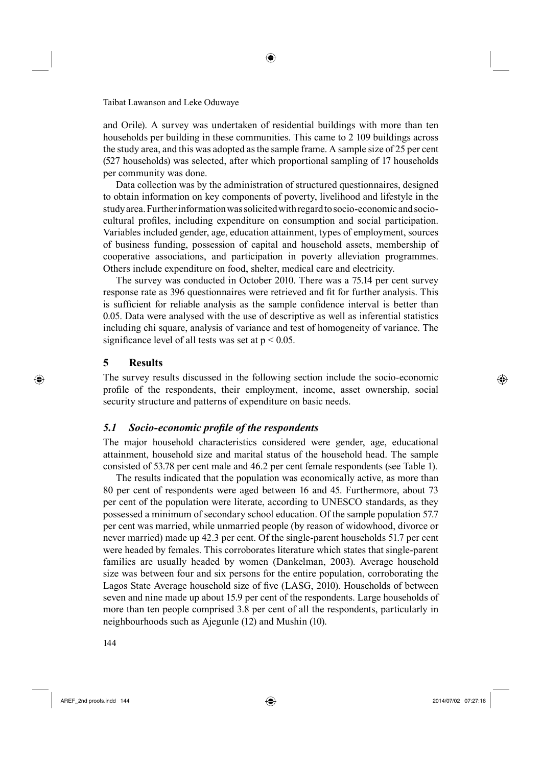and Orile). A survey was undertaken of residential buildings with more than ten households per building in these communities. This came to 2 109 buildings across the study area, and this was adopted as the sample frame. A sample size of 25 per cent (527 households) was selected, after which proportional sampling of 17 households per community was done.

Data collection was by the administration of structured questionnaires, designed to obtain information on key components of poverty, livelihood and lifestyle in the study area. Further information was solicited with regard to socio-economic and socio-cultural profiles, including expenditure on consumption and social participation. Variables included gender, age, education attainment, types of employment, sources of business funding, possession of capital and household assets, membership of cooperative associations, and participation in poverty alleviation programmes. Others include expenditure on food, shelter, medical care and electricity.

The survey was conducted in October 2010. There was a 75.14 per cent survey response rate as 396 questionnaires were retrieved and fit for further analysis. This is sufficient for reliable analysis as the sample confidence interval is better than 0.05. Data were analysed with the use of descriptive as well as inferential statistics including chi square, analysis of variance and test of homogeneity of variance. The significance level of all tests was set at $p < 0.05$.

## 5 Results

The survey results discussed in the following section include the socio-economic profile of the respondents, their employment, income, asset ownership, social security structure and patterns of expenditure on basic needs.

### *5.1 Socio-economic profile of the respondents*

The major household characteristics considered were gender, age, educational attainment, household size and marital status of the household head. The sample consisted of 53.78 per cent male and 46.2 per cent female respondents (see Table 1).

The results indicated that the population was economically active, as more than 80 per cent of respondents were aged between 16 and 45. Furthermore, about 73 per cent of the population were literate, according to UNESCO standards, as they possessed a minimum of secondary school education. Of the sample population 57.7 per cent was married, while unmarried people (by reason of widowhood, divorce or never married) made up 42.3 per cent. Of the single-parent households 51.7 per cent were headed by females. This corroborates literature which states that single-parent families are usually headed by women (Dankelman, 2003). Average household size was between four and six persons for the entire population, corroborating the Lagos State Average household size of five (LASG, 2010). Households of between seven and nine made up about 15.9 per cent of the respondents. Large households of more than ten people comprised 3.8 per cent of all the respondents, particularly in neighbourhoods such as Ajegunle (12) and Mushin (10).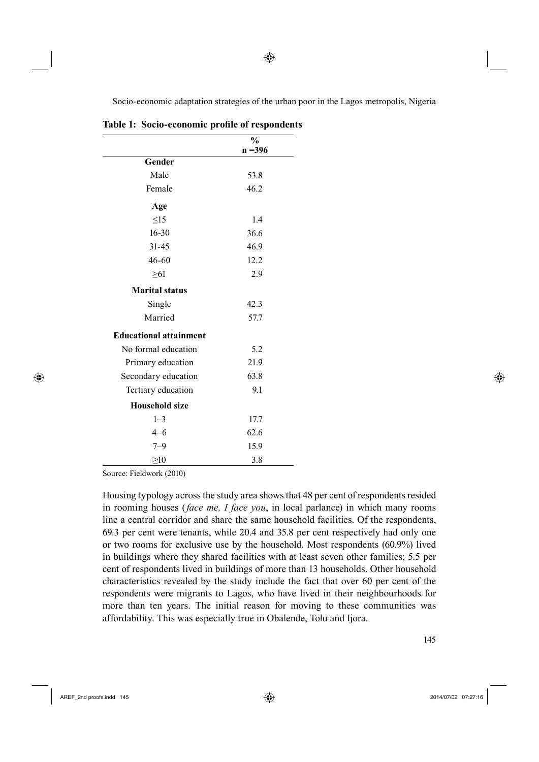**Table 1: Socio-economic profile of respondents**

| | % n =396 |
|---|---|
| **Gender** | |
| Male | 53.8 |
| Female | 46.2 |
| **Age** | |
| ≤15 | 1.4 |
| 16-30 | 36.6 |
| 31-45 | 46.9 |
| 46-60 | 12.2 |
| ≥61 | 2.9 |
| **Marital status** | |
| Single | 42.3 |
| Married | 57.7 |
| **Educational attainment** | |
| No formal education | 5.2 |
| Primary education | 21.9 |
| Secondary education | 63.8 |
| Tertiary education | 9.1 |
| **Household size** | |
| 1–3 | 17.7 |
| 4–6 | 62.6 |
| 7–9 | 15.9 |
| ≥10 | 3.8 |

Source: Fieldwork (2010)

Housing typology across the study area shows that 48 per cent of respondents resided in rooming houses (*face me, I face you*, in local parlance) in which many rooms line a central corridor and share the same household facilities. Of the respondents, 69.3 per cent were tenants, while 20.4 and 35.8 per cent respectively had only one or two rooms for exclusive use by the household. Most respondents (60.9%) lived in buildings where they shared facilities with at least seven other families; 5.5 per cent of respondents lived in buildings of more than 13 households. Other household characteristics revealed by the study include the fact that over 60 per cent of the respondents were migrants to Lagos, who have lived in their neighbourhoods for more than ten years. The initial reason for moving to these communities was affordability. This was especially true in Obalende, Tolu and Ijora.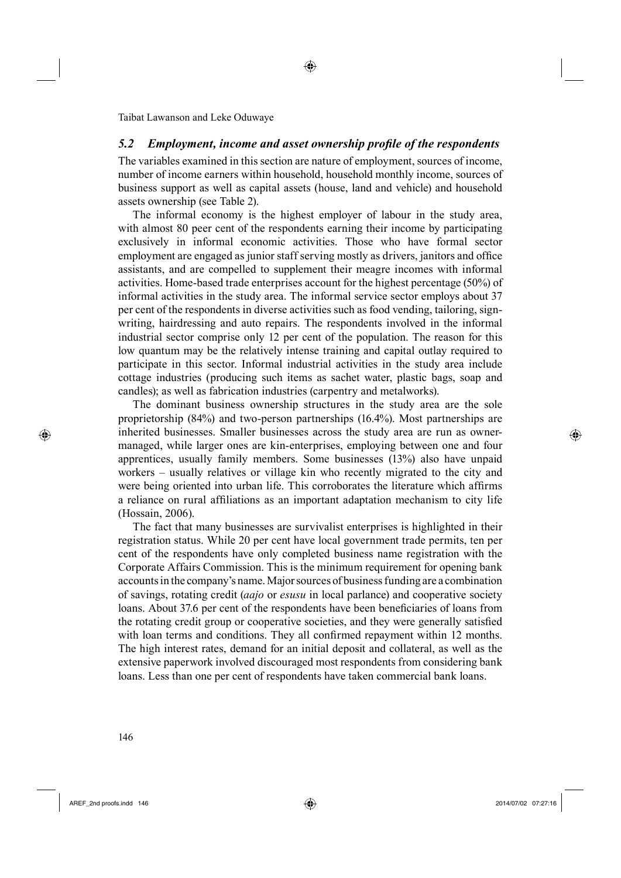### *5.2 Employment, income and asset ownership profile of the respondents*

The variables examined in this section are nature of employment, sources of income, number of income earners within household, household monthly income, sources of business support as well as capital assets (house, land and vehicle) and household assets ownership (see Table 2).

The informal economy is the highest employer of labour in the study area, with almost 80 peer cent of the respondents earning their income by participating exclusively in informal economic activities. Those who have formal sector employment are engaged as junior staff serving mostly as drivers, janitors and office assistants, and are compelled to supplement their meagre incomes with informal activities. Home-based trade enterprises account for the highest percentage (50%) of informal activities in the study area. The informal service sector employs about 37 per cent of the respondents in diverse activities such as food vending, tailoring, sign-writing, hairdressing and auto repairs. The respondents involved in the informal industrial sector comprise only 12 per cent of the population. The reason for this low quantum may be the relatively intense training and capital outlay required to participate in this sector. Informal industrial activities in the study area include cottage industries (producing such items as sachet water, plastic bags, soap and candles); as well as fabrication industries (carpentry and metalworks).

The dominant business ownership structures in the study area are the sole proprietorship (84%) and two-person partnerships (16.4%). Most partnerships are inherited businesses. Smaller businesses across the study area are run as owner-managed, while larger ones are kin-enterprises, employing between one and four apprentices, usually family members. Some businesses (13%) also have unpaid workers – usually relatives or village kin who recently migrated to the city and were being oriented into urban life. This corroborates the literature which affirms a reliance on rural affiliations as an important adaptation mechanism to city life (Hossain, 2006).

The fact that many businesses are survivalist enterprises is highlighted in their registration status. While 20 per cent have local government trade permits, ten per cent of the respondents have only completed business name registration with the Corporate Affairs Commission. This is the minimum requirement for opening bank accounts in the company's name. Major sources of business funding are a combination of savings, rotating credit (*aajo* or *esusu* in local parlance) and cooperative society loans. About 37.6 per cent of the respondents have been beneficiaries of loans from the rotating credit group or cooperative societies, and they were generally satisfied with loan terms and conditions. They all confirmed repayment within 12 months. The high interest rates, demand for an initial deposit and collateral, as well as the extensive paperwork involved discouraged most respondents from considering bank loans. Less than one per cent of respondents have taken commercial bank loans.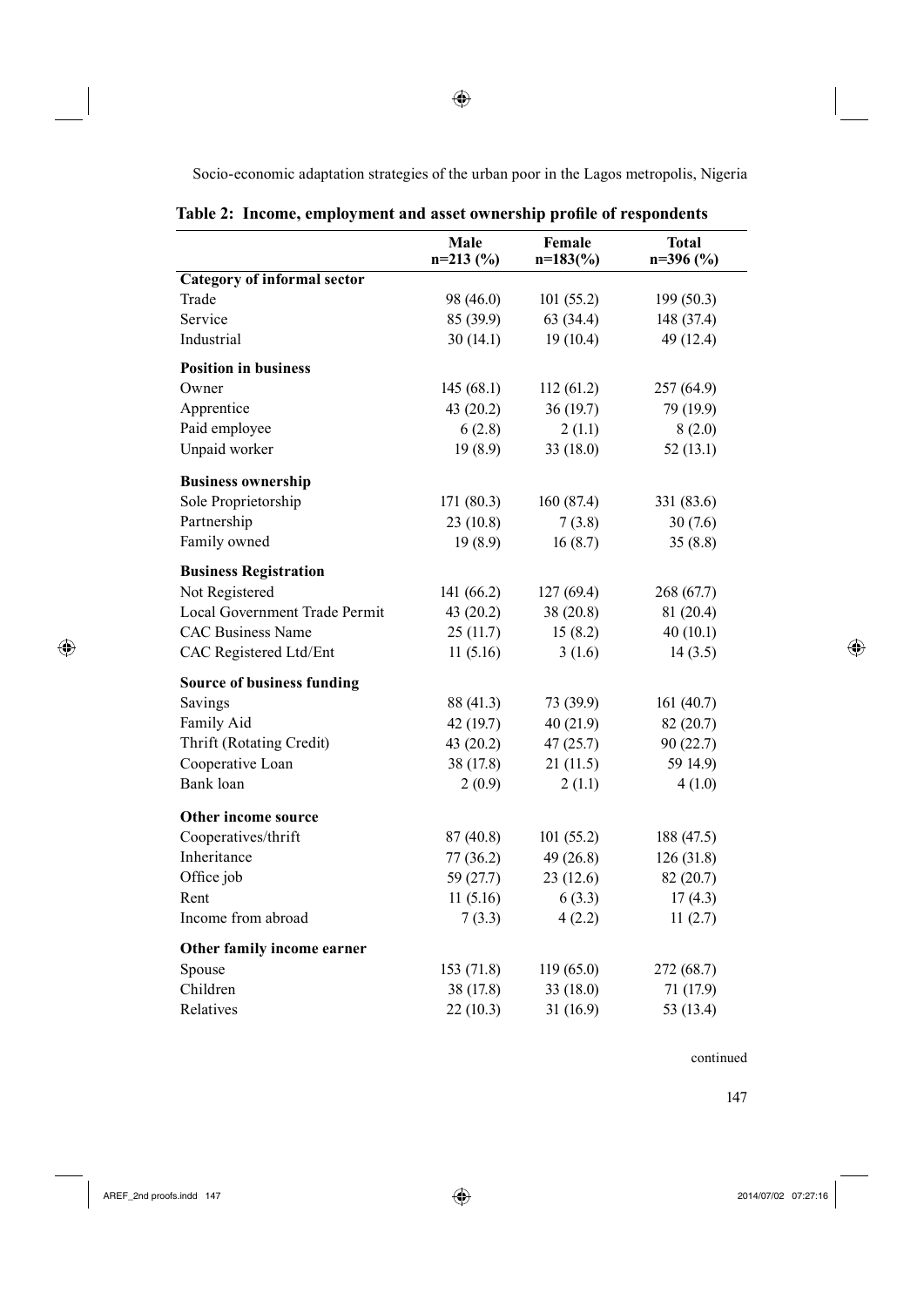**Table 2: Income, employment and asset ownership profile of respondents**

| | Male n=213 (%) | Female n=183(%) | Total n=396 (%) |
|---|---|---|---|
| **Category of informal sector** | | | |
| Trade | 98 (46.0) | 101 (55.2) | 199 (50.3) |
| Service | 85 (39.9) | 63 (34.4) | 148 (37.4) |
| Industrial | 30 (14.1) | 19 (10.4) | 49 (12.4) |
| **Position in business** | | | |
| Owner | 145 (68.1) | 112 (61.2) | 257 (64.9) |
| Apprentice | 43 (20.2) | 36 (19.7) | 79 (19.9) |
| Paid employee | 6 (2.8) | 2 (1.1) | 8 (2.0) |
| Unpaid worker | 19 (8.9) | 33 (18.0) | 52 (13.1) |
| **Business ownership** | | | |
| Sole Proprietorship | 171 (80.3) | 160 (87.4) | 331 (83.6) |
| Partnership | 23 (10.8) | 7 (3.8) | 30 (7.6) |
| Family owned | 19 (8.9) | 16 (8.7) | 35 (8.8) |
| **Business Registration** | | | |
| Not Registered | 141 (66.2) | 127 (69.4) | 268 (67.7) |
| Local Government Trade Permit | 43 (20.2) | 38 (20.8) | 81 (20.4) |
| CAC Business Name | 25 (11.7) | 15 (8.2) | 40 (10.1) |
| CAC Registered Ltd/Ent | 11 (5.16) | 3 (1.6) | 14 (3.5) |
| **Source of business funding** | | | |
| Savings | 88 (41.3) | 73 (39.9) | 161 (40.7) |
| Family Aid | 42 (19.7) | 40 (21.9) | 82 (20.7) |
| Thrift (Rotating Credit) | 43 (20.2) | 47 (25.7) | 90 (22.7) |
| Cooperative Loan | 38 (17.8) | 21 (11.5) | 59 14.9) |
| Bank loan | 2 (0.9) | 2 (1.1) | 4 (1.0) |
| **Other income source** | | | |
| Cooperatives/thrift | 87 (40.8) | 101 (55.2) | 188 (47.5) |
| Inheritance | 77 (36.2) | 49 (26.8) | 126 (31.8) |
| Office job | 59 (27.7) | 23 (12.6) | 82 (20.7) |
| Rent | 11 (5.16) | 6 (3.3) | 17 (4.3) |
| Income from abroad | 7 (3.3) | 4 (2.2) | 11 (2.7) |
| **Other family income earner** | | | |
| Spouse | 153 (71.8) | 119 (65.0) | 272 (68.7) |
| Children | 38 (17.8) | 33 (18.0) | 71 (17.9) |
| Relatives | 22 (10.3) | 31 (16.9) | 53 (13.4) |

continued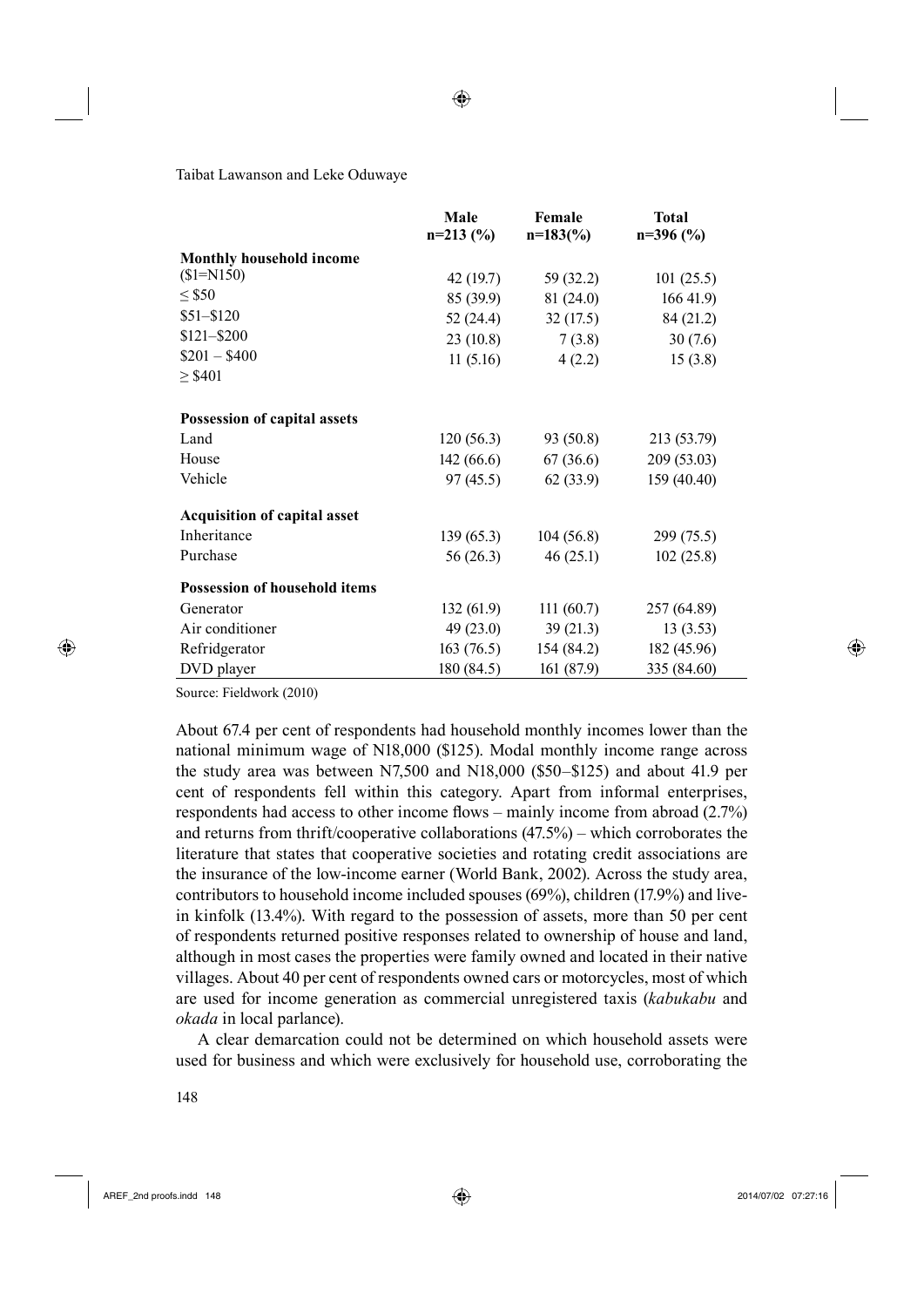| | Male n=213 (%) | Female n=183(%) | Total n=396 (%) |
|---|---|---|---|
| **Monthly household income** | | | |
| ($1=N150) | 42 (19.7) | 59 (32.2) | 101 (25.5) |
| ≤ $50 | 85 (39.9) | 81 (24.0) | 166 41.9) |
| $51–$120 | 52 (24.4) | 32 (17.5) | 84 (21.2) |
| $121–$200 | 23 (10.8) | 7 (3.8) | 30 (7.6) |
| $201 – $400 | 11 (5.16) | 4 (2.2) | 15 (3.8) |
| ≥ $401 | | | |
| **Possession of capital assets** | | | |
| Land | 120 (56.3) | 93 (50.8) | 213 (53.79) |
| House | 142 (66.6) | 67 (36.6) | 209 (53.03) |
| Vehicle | 97 (45.5) | 62 (33.9) | 159 (40.40) |
| **Acquisition of capital asset** | | | |
| Inheritance | 139 (65.3) | 104 (56.8) | 299 (75.5) |
| Purchase | 56 (26.3) | 46 (25.1) | 102 (25.8) |
| **Possession of household items** | | | |
| Generator | 132 (61.9) | 111 (60.7) | 257 (64.89) |
| Air conditioner | 49 (23.0) | 39 (21.3) | 13 (3.53) |
| Refridgerator | 163 (76.5) | 154 (84.2) | 182 (45.96) |
| DVD player | 180 (84.5) | 161 (87.9) | 335 (84.60) |

Source: Fieldwork (2010)

About 67.4 per cent of respondents had household monthly incomes lower than the national minimum wage of N18,000 ($125). Modal monthly income range across the study area was between N7,500 and N18,000 ($50–$125) and about 41.9 per cent of respondents fell within this category. Apart from informal enterprises, respondents had access to other income flows – mainly income from abroad (2.7%) and returns from thrift/cooperative collaborations (47.5%) – which corroborates the literature that states that cooperative societies and rotating credit associations are the insurance of the low-income earner (World Bank, 2002). Across the study area, contributors to household income included spouses (69%), children (17.9%) and live-in kinfolk (13.4%). With regard to the possession of assets, more than 50 per cent of respondents returned positive responses related to ownership of house and land, although in most cases the properties were family owned and located in their native villages. About 40 per cent of respondents owned cars or motorcycles, most of which are used for income generation as commercial unregistered taxis (*kabukabu* and *okada* in local parlance).

A clear demarcation could not be determined on which household assets were used for business and which were exclusively for household use, corroborating the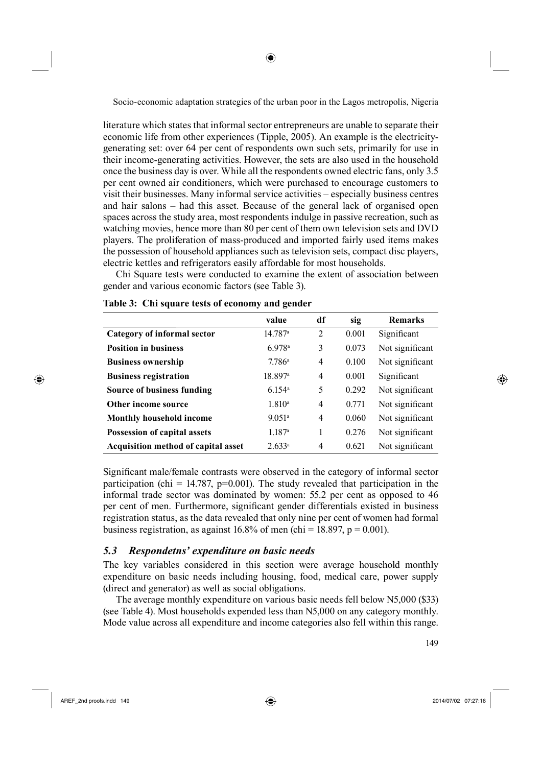literature which states that informal sector entrepreneurs are unable to separate their economic life from other experiences (Tipple, 2005). An example is the electricity-generating set: over 64 per cent of respondents own such sets, primarily for use in their income-generating activities. However, the sets are also used in the household once the business day is over. While all the respondents owned electric fans, only 3.5 per cent owned air conditioners, which were purchased to encourage customers to visit their businesses. Many informal service activities – especially business centres and hair salons – had this asset. Because of the general lack of organised open spaces across the study area, most respondents indulge in passive recreation, such as watching movies, hence more than 80 per cent of them own television sets and DVD players. The proliferation of mass-produced and imported fairly used items makes the possession of household appliances such as television sets, compact disc players, electric kettles and refrigerators easily affordable for most households.

Chi Square tests were conducted to examine the extent of association between gender and various economic factors (see Table 3).

**Table 3: Chi square tests of economy and gender**

| | value | df | sig | Remarks |
|---|---|---|---|---|
| **Category of informal sector** | 14.787[a] | 2 | 0.001 | Significant |
| **Position in business** | 6.978[a] | 3 | 0.073 | Not significant |
| **Business ownership** | 7.786[a] | 4 | 0.100 | Not significant |
| **Business registration** | 18.897[a] | 4 | 0.001 | Significant |
| **Source of business funding** | 6.154[a] | 5 | 0.292 | Not significant |
| **Other income source** | 1.810[a] | 4 | 0.771 | Not significant |
| **Monthly household income** | 9.051[a] | 4 | 0.060 | Not significant |
| **Possession of capital assets** | 1.187[a] | 1 | 0.276 | Not significant |
| **Acquisition method of capital asset** | 2.633[a] | 4 | 0.621 | Not significant |

Significant male/female contrasts were observed in the category of informal sector participation (chi = 14.787, p=0.001). The study revealed that participation in the informal trade sector was dominated by women: 55.2 per cent as opposed to 46 per cent of men. Furthermore, significant gender differentials existed in business registration status, as the data revealed that only nine per cent of women had formal business registration, as against 16.8% of men (chi = 18.897, p = 0.001).

### *5.3 Respondetns' expenditure on basic needs*

The key variables considered in this section were average household monthly expenditure on basic needs including housing, food, medical care, power supply (direct and generator) as well as social obligations.

The average monthly expenditure on various basic needs fell below N5,000 ($33) (see Table 4). Most households expended less than N5,000 on any category monthly. Mode value across all expenditure and income categories also fell within this range.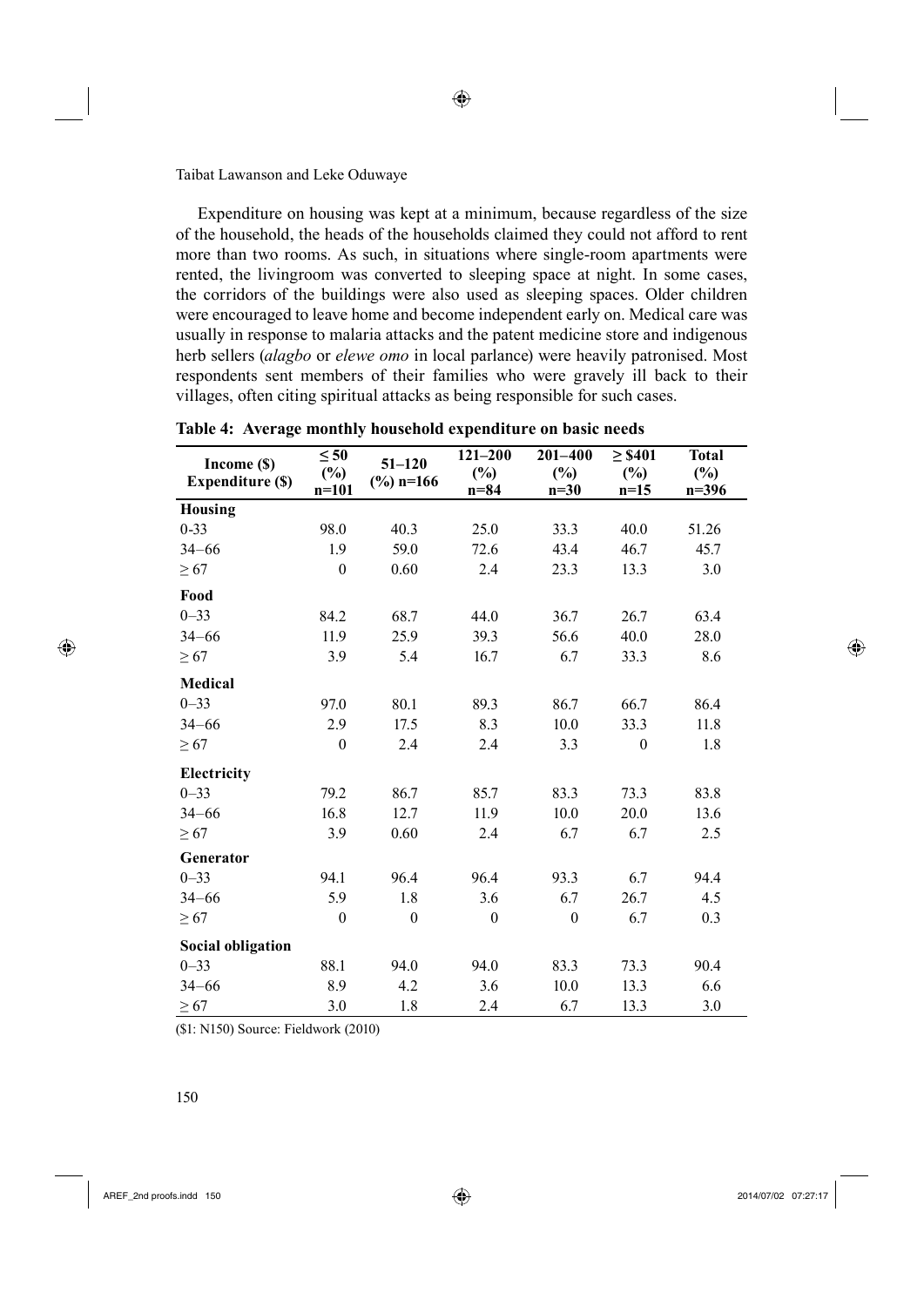Expenditure on housing was kept at a minimum, because regardless of the size of the household, the heads of the households claimed they could not afford to rent more than two rooms. As such, in situations where single-room apartments were rented, the livingroom was converted to sleeping space at night. In some cases, the corridors of the buildings were also used as sleeping spaces. Older children were encouraged to leave home and become independent early on. Medical care was usually in response to malaria attacks and the patent medicine store and indigenous herb sellers (*alagbo* or *elewe omo* in local parlance) were heavily patronised. Most respondents sent members of their families who were gravely ill back to their villages, often citing spiritual attacks as being responsible for such cases.

**Table 4: Average monthly household expenditure on basic needs**

| Income ($) Expenditure ($) | ≤ 50 (%) n=101 | 51–120 (%) n=166 | 121–200 (%) n=84 | 201–400 (%) n=30 | ≥ $401 (%) n=15 | Total (%) n=396 |
|---|---|---|---|---|---|---|
| **Housing** | | | | | | |
| 0-33 | 98.0 | 40.3 | 25.0 | 33.3 | 40.0 | 51.26 |
| 34–66 | 1.9 | 59.0 | 72.6 | 43.4 | 46.7 | 45.7 |
| ≥ 67 | 0 | 0.60 | 2.4 | 23.3 | 13.3 | 3.0 |
| **Food** | | | | | | |
| 0–33 | 84.2 | 68.7 | 44.0 | 36.7 | 26.7 | 63.4 |
| 34–66 | 11.9 | 25.9 | 39.3 | 56.6 | 40.0 | 28.0 |
| ≥ 67 | 3.9 | 5.4 | 16.7 | 6.7 | 33.3 | 8.6 |
| **Medical** | | | | | | |
| 0–33 | 97.0 | 80.1 | 89.3 | 86.7 | 66.7 | 86.4 |
| 34–66 | 2.9 | 17.5 | 8.3 | 10.0 | 33.3 | 11.8 |
| ≥ 67 | 0 | 2.4 | 2.4 | 3.3 | 0 | 1.8 |
| **Electricity** | | | | | | |
| 0–33 | 79.2 | 86.7 | 85.7 | 83.3 | 73.3 | 83.8 |
| 34–66 | 16.8 | 12.7 | 11.9 | 10.0 | 20.0 | 13.6 |
| ≥ 67 | 3.9 | 0.60 | 2.4 | 6.7 | 6.7 | 2.5 |
| **Generator** | | | | | | |
| 0–33 | 94.1 | 96.4 | 96.4 | 93.3 | 6.7 | 94.4 |
| 34–66 | 5.9 | 1.8 | 3.6 | 6.7 | 26.7 | 4.5 |
| ≥ 67 | 0 | 0 | 0 | 0 | 6.7 | 0.3 |
| **Social obligation** | | | | | | |
| 0–33 | 88.1 | 94.0 | 94.0 | 83.3 | 73.3 | 90.4 |
| 34–66 | 8.9 | 4.2 | 3.6 | 10.0 | 13.3 | 6.6 |
| ≥ 67 | 3.0 | 1.8 | 2.4 | 6.7 | 13.3 | 3.0 |

($1: N150) Source: Fieldwork (2010)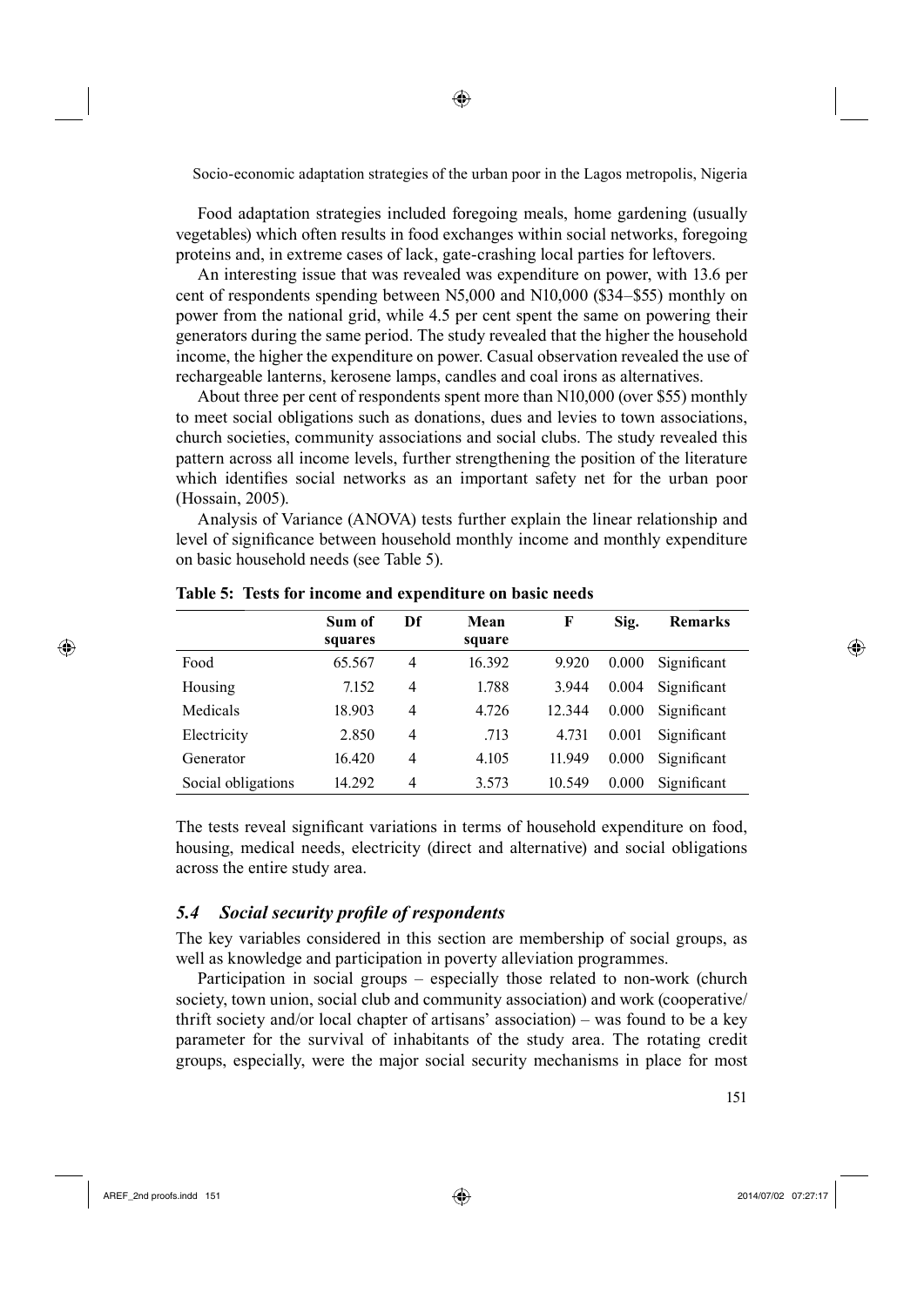Food adaptation strategies included foregoing meals, home gardening (usually vegetables) which often results in food exchanges within social networks, foregoing proteins and, in extreme cases of lack, gate-crashing local parties for leftovers.

An interesting issue that was revealed was expenditure on power, with 13.6 per cent of respondents spending between N5,000 and N10,000 ($34–$55) monthly on power from the national grid, while 4.5 per cent spent the same on powering their generators during the same period. The study revealed that the higher the household income, the higher the expenditure on power. Casual observation revealed the use of rechargeable lanterns, kerosene lamps, candles and coal irons as alternatives.

About three per cent of respondents spent more than N10,000 (over $55) monthly to meet social obligations such as donations, dues and levies to town associations, church societies, community associations and social clubs. The study revealed this pattern across all income levels, further strengthening the position of the literature which identifies social networks as an important safety net for the urban poor (Hossain, 2005).

Analysis of Variance (ANOVA) tests further explain the linear relationship and level of significance between household monthly income and monthly expenditure on basic household needs (see Table 5).

**Table 5: Tests for income and expenditure on basic needs**

| | Sum of squares | Df | Mean square | F | Sig. | Remarks |
|---|---|---|---|---|---|---|
| Food | 65.567 | 4 | 16.392 | 9.920 | 0.000 | Significant |
| Housing | 7.152 | 4 | 1.788 | 3.944 | 0.004 | Significant |
| Medicals | 18.903 | 4 | 4.726 | 12.344 | 0.000 | Significant |
| Electricity | 2.850 | 4 | .713 | 4.731 | 0.001 | Significant |
| Generator | 16.420 | 4 | 4.105 | 11.949 | 0.000 | Significant |
| Social obligations | 14.292 | 4 | 3.573 | 10.549 | 0.000 | Significant |

The tests reveal significant variations in terms of household expenditure on food, housing, medical needs, electricity (direct and alternative) and social obligations across the entire study area.

### *5.4 Social security profile of respondents*

The key variables considered in this section are membership of social groups, as well as knowledge and participation in poverty alleviation programmes.

Participation in social groups – especially those related to non-work (church society, town union, social club and community association) and work (cooperative/ thrift society and/or local chapter of artisans' association) – was found to be a key parameter for the survival of inhabitants of the study area. The rotating credit groups, especially, were the major social security mechanisms in place for most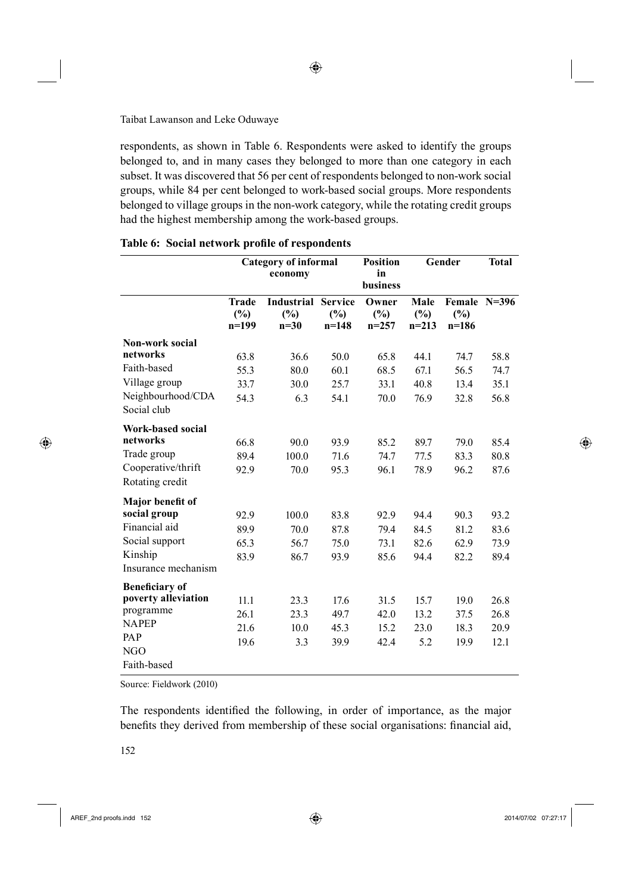respondents, as shown in Table 6. Respondents were asked to identify the groups belonged to, and in many cases they belonged to more than one category in each subset. It was discovered that 56 per cent of respondents belonged to non-work social groups, while 84 per cent belonged to work-based social groups. More respondents belonged to village groups in the non-work category, while the rotating credit groups had the highest membership among the work-based groups.

**Table 6: Social network profile of respondents**

| | Category of informal economy | | | Position in business | Gender | | Total |
|---|---|---|---|---|---|---|---|
| | Trade (%) n=199 | Industrial (%) n=30 | Service (%) n=148 | Owner (%) n=257 | Male (%) n=213 | Female (%) n=186 | N=396 |
| **Non-work social networks** | 63.8 | 36.6 | 50.0 | 65.8 | 44.1 | 74.7 | 58.8 |
| Faith-based | 55.3 | 80.0 | 60.1 | 68.5 | 67.1 | 56.5 | 74.7 |
| Village group | 33.7 | 30.0 | 25.7 | 33.1 | 40.8 | 13.4 | 35.1 |
| Neighbourhood/CDA | 54.3 | 6.3 | 54.1 | 70.0 | 76.9 | 32.8 | 56.8 |
| Social club | | | | | | | |
| **Work-based social networks** | 66.8 | 90.0 | 93.9 | 85.2 | 89.7 | 79.0 | 85.4 |
| Trade group | 89.4 | 100.0 | 71.6 | 74.7 | 77.5 | 83.3 | 80.8 |
| Cooperative/thrift | 92.9 | 70.0 | 95.3 | 96.1 | 78.9 | 96.2 | 87.6 |
| Rotating credit | | | | | | | |
| **Major benefit of social group** | 92.9 | 100.0 | 83.8 | 92.9 | 94.4 | 90.3 | 93.2 |
| Financial aid | 89.9 | 70.0 | 87.8 | 79.4 | 84.5 | 81.2 | 83.6 |
| Social support | 65.3 | 56.7 | 75.0 | 73.1 | 82.6 | 62.9 | 73.9 |
| Kinship | 83.9 | 86.7 | 93.9 | 85.6 | 94.4 | 82.2 | 89.4 |
| Insurance mechanism | | | | | | | |
| **Beneficiary of poverty alleviation** | 11.1 | 23.3 | 17.6 | 31.5 | 15.7 | 19.0 | 26.8 |
| programme | 26.1 | 23.3 | 49.7 | 42.0 | 13.2 | 37.5 | 26.8 |
| NAPEP | 21.6 | 10.0 | 45.3 | 15.2 | 23.0 | 18.3 | 20.9 |
| PAP | 19.6 | 3.3 | 39.9 | 42.4 | 5.2 | 19.9 | 12.1 |
| NGO | | | | | | | |
| Faith-based | | | | | | | |

Source: Fieldwork (2010)

The respondents identified the following, in order of importance, as the major benefits they derived from membership of these social organisations: financial aid,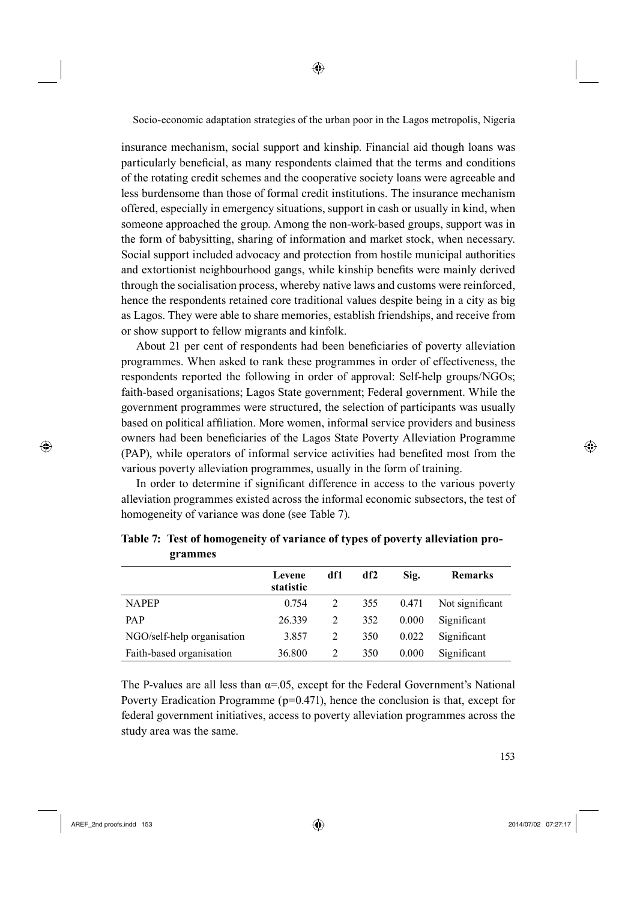insurance mechanism, social support and kinship. Financial aid though loans was particularly beneficial, as many respondents claimed that the terms and conditions of the rotating credit schemes and the cooperative society loans were agreeable and less burdensome than those of formal credit institutions. The insurance mechanism offered, especially in emergency situations, support in cash or usually in kind, when someone approached the group. Among the non-work-based groups, support was in the form of babysitting, sharing of information and market stock, when necessary. Social support included advocacy and protection from hostile municipal authorities and extortionist neighbourhood gangs, while kinship benefits were mainly derived through the socialisation process, whereby native laws and customs were reinforced, hence the respondents retained core traditional values despite being in a city as big as Lagos. They were able to share memories, establish friendships, and receive from or show support to fellow migrants and kinfolk.

About 21 per cent of respondents had been beneficiaries of poverty alleviation programmes. When asked to rank these programmes in order of effectiveness, the respondents reported the following in order of approval: Self-help groups/NGOs; faith-based organisations; Lagos State government; Federal government. While the government programmes were structured, the selection of participants was usually based on political affiliation. More women, informal service providers and business owners had been beneficiaries of the Lagos State Poverty Alleviation Programme (PAP), while operators of informal service activities had benefited most from the various poverty alleviation programmes, usually in the form of training.

In order to determine if significant difference in access to the various poverty alleviation programmes existed across the informal economic subsectors, the test of homogeneity of variance was done (see Table 7).

**Table 7: Test of homogeneity of variance of types of poverty alleviation programmes**

| | Levene statistic | df1 | df2 | Sig. | Remarks |
|---|---|---|---|---|---|
| NAPEP | 0.754 | 2 | 355 | 0.471 | Not significant |
| PAP | 26.339 | 2 | 352 | 0.000 | Significant |
| NGO/self-help organisation | 3.857 | 2 | 350 | 0.022 | Significant |
| Faith-based organisation | 36.800 | 2 | 350 | 0.000 | Significant |

The P-values are all less than $\alpha$=.05, except for the Federal Government's National Poverty Eradication Programme (p=0.471), hence the conclusion is that, except for federal government initiatives, access to poverty alleviation programmes across the study area was the same.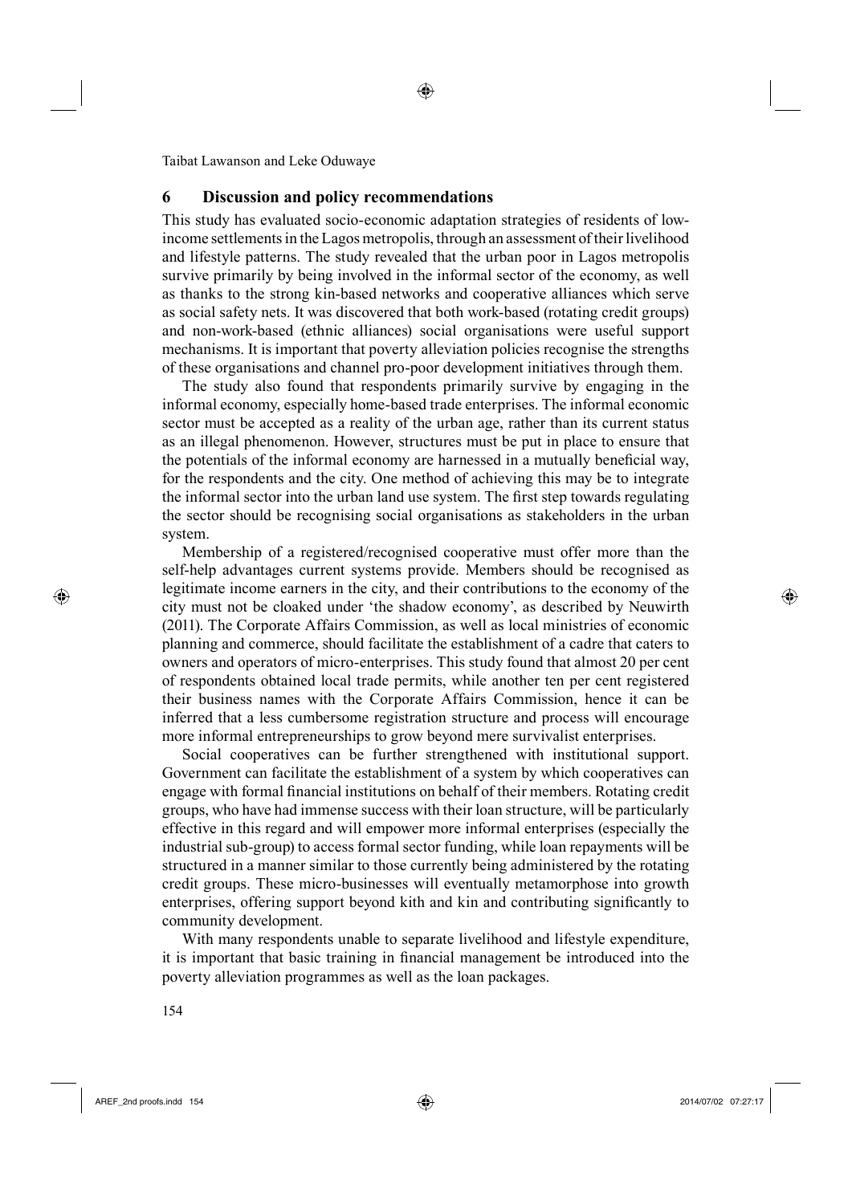## 6 Discussion and policy recommendations

This study has evaluated socio-economic adaptation strategies of residents of low-income settlements in the Lagos metropolis, through an assessment of their livelihood and lifestyle patterns. The study revealed that the urban poor in Lagos metropolis survive primarily by being involved in the informal sector of the economy, as well as thanks to the strong kin-based networks and cooperative alliances which serve as social safety nets. It was discovered that both work-based (rotating credit groups) and non-work-based (ethnic alliances) social organisations were useful support mechanisms. It is important that poverty alleviation policies recognise the strengths of these organisations and channel pro-poor development initiatives through them.

The study also found that respondents primarily survive by engaging in the informal economy, especially home-based trade enterprises. The informal economic sector must be accepted as a reality of the urban age, rather than its current status as an illegal phenomenon. However, structures must be put in place to ensure that the potentials of the informal economy are harnessed in a mutually beneficial way, for the respondents and the city. One method of achieving this may be to integrate the informal sector into the urban land use system. The first step towards regulating the sector should be recognising social organisations as stakeholders in the urban system.

Membership of a registered/recognised cooperative must offer more than the self-help advantages current systems provide. Members should be recognised as legitimate income earners in the city, and their contributions to the economy of the city must not be cloaked under 'the shadow economy', as described by Neuwirth (2011). The Corporate Affairs Commission, as well as local ministries of economic planning and commerce, should facilitate the establishment of a cadre that caters to owners and operators of micro-enterprises. This study found that almost 20 per cent of respondents obtained local trade permits, while another ten per cent registered their business names with the Corporate Affairs Commission, hence it can be inferred that a less cumbersome registration structure and process will encourage more informal entrepreneurships to grow beyond mere survivalist enterprises.

Social cooperatives can be further strengthened with institutional support. Government can facilitate the establishment of a system by which cooperatives can engage with formal financial institutions on behalf of their members. Rotating credit groups, who have had immense success with their loan structure, will be particularly effective in this regard and will empower more informal enterprises (especially the industrial sub-group) to access formal sector funding, while loan repayments will be structured in a manner similar to those currently being administered by the rotating credit groups. These micro-businesses will eventually metamorphose into growth enterprises, offering support beyond kith and kin and contributing significantly to community development.

With many respondents unable to separate livelihood and lifestyle expenditure, it is important that basic training in financial management be introduced into the poverty alleviation programmes as well as the loan packages.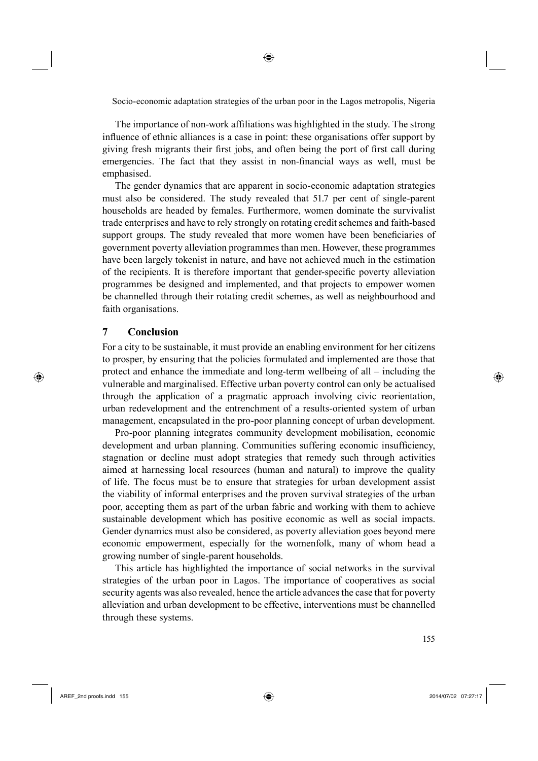The importance of non-work affiliations was highlighted in the study. The strong influence of ethnic alliances is a case in point: these organisations offer support by giving fresh migrants their first jobs, and often being the port of first call during emergencies. The fact that they assist in non-financial ways as well, must be emphasised.

The gender dynamics that are apparent in socio-economic adaptation strategies must also be considered. The study revealed that 51.7 per cent of single-parent households are headed by females. Furthermore, women dominate the survivalist trade enterprises and have to rely strongly on rotating credit schemes and faith-based support groups. The study revealed that more women have been beneficiaries of government poverty alleviation programmes than men. However, these programmes have been largely tokenist in nature, and have not achieved much in the estimation of the recipients. It is therefore important that gender-specific poverty alleviation programmes be designed and implemented, and that projects to empower women be channelled through their rotating credit schemes, as well as neighbourhood and faith organisations.

## 7 Conclusion

For a city to be sustainable, it must provide an enabling environment for her citizens to prosper, by ensuring that the policies formulated and implemented are those that protect and enhance the immediate and long-term wellbeing of all – including the vulnerable and marginalised. Effective urban poverty control can only be actualised through the application of a pragmatic approach involving civic reorientation, urban redevelopment and the entrenchment of a results-oriented system of urban management, encapsulated in the pro-poor planning concept of urban development.

Pro-poor planning integrates community development mobilisation, economic development and urban planning. Communities suffering economic insufficiency, stagnation or decline must adopt strategies that remedy such through activities aimed at harnessing local resources (human and natural) to improve the quality of life. The focus must be to ensure that strategies for urban development assist the viability of informal enterprises and the proven survival strategies of the urban poor, accepting them as part of the urban fabric and working with them to achieve sustainable development which has positive economic as well as social impacts. Gender dynamics must also be considered, as poverty alleviation goes beyond mere economic empowerment, especially for the womenfolk, many of whom head a growing number of single-parent households.

This article has highlighted the importance of social networks in the survival strategies of the urban poor in Lagos. The importance of cooperatives as social security agents was also revealed, hence the article advances the case that for poverty alleviation and urban development to be effective, interventions must be channelled through these systems.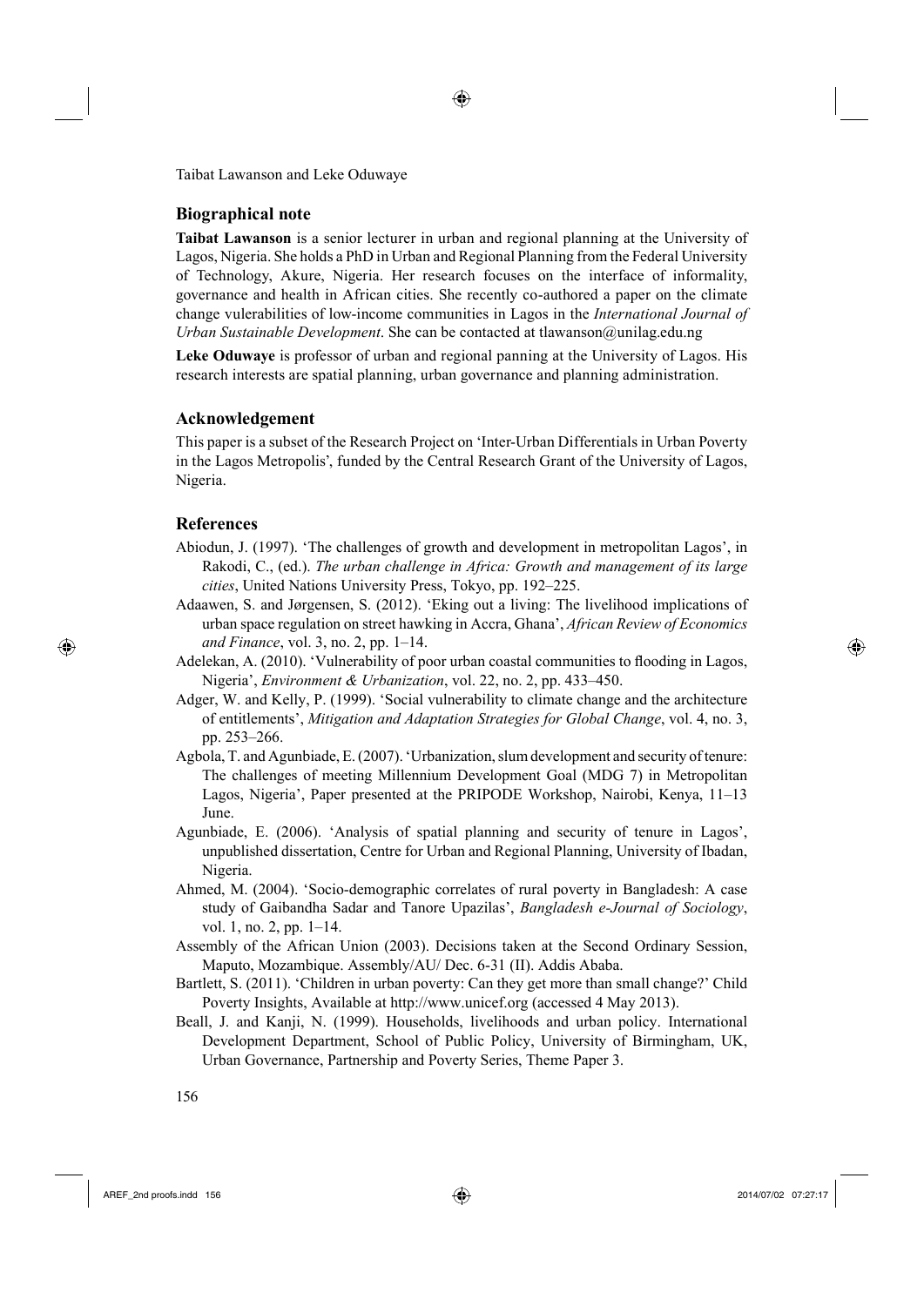## Biographical note

**Taibat Lawanson** is a senior lecturer in urban and regional planning at the University of Lagos, Nigeria. She holds a PhD in Urban and Regional Planning from the Federal University of Technology, Akure, Nigeria. Her research focuses on the interface of informality, governance and health in African cities. She recently co-authored a paper on the climate change vulnerabilities of low-income communities in Lagos in the *International Journal of Urban Sustainable Development*. She can be contacted at tlawanson@unilag.edu.ng

**Leke Oduwaye** is professor of urban and regional panning at the University of Lagos. His research interests are spatial planning, urban governance and planning administration.

## Acknowledgement

This paper is a subset of the Research Project on 'Inter-Urban Differentials in Urban Poverty in the Lagos Metropolis', funded by the Central Research Grant of the University of Lagos, Nigeria.

## References

Abiodun, J. (1997). 'The challenges of growth and development in metropolitan Lagos', in Rakodi, C., (ed.). *The urban challenge in Africa: Growth and management of its large cities*, United Nations University Press, Tokyo, pp. 192–225.

Adaawen, S. and Jørgensen, S. (2012). 'Eking out a living: The livelihood implications of urban space regulation on street hawking in Accra, Ghana', *African Review of Economics and Finance*, vol. 3, no. 2, pp. 1–14.

Adelekan, A. (2010). 'Vulnerability of poor urban coastal communities to flooding in Lagos, Nigeria', *Environment & Urbanization*, vol. 22, no. 2, pp. 433–450.

Adger, W. and Kelly, P. (1999). 'Social vulnerability to climate change and the architecture of entitlements', *Mitigation and Adaptation Strategies for Global Change*, vol. 4, no. 3, pp. 253–266.

Agbola, T. and Agunbiade, E. (2007). 'Urbanization, slum development and security of tenure: The challenges of meeting Millennium Development Goal (MDG 7) in Metropolitan Lagos, Nigeria', Paper presented at the PRIPODE Workshop, Nairobi, Kenya, 11–13 June.

Agunbiade, E. (2006). 'Analysis of spatial planning and security of tenure in Lagos', unpublished dissertation, Centre for Urban and Regional Planning, University of Ibadan, Nigeria.

Ahmed, M. (2004). 'Socio-demographic correlates of rural poverty in Bangladesh: A case study of Gaibandha Sadar and Tanore Upazilas', *Bangladesh e-Journal of Sociology*, vol. 1, no. 2, pp. 1–14.

Assembly of the African Union (2003). Decisions taken at the Second Ordinary Session, Maputo, Mozambique. Assembly/AU/ Dec. 6-31 (II). Addis Ababa.

Bartlett, S. (2011). 'Children in urban poverty: Can they get more than small change?' Child Poverty Insights, Available at http://www.unicef.org (accessed 4 May 2013).

Beall, J. and Kanji, N. (1999). Households, livelihoods and urban policy. International Development Department, School of Public Policy, University of Birmingham, UK, Urban Governance, Partnership and Poverty Series, Theme Paper 3.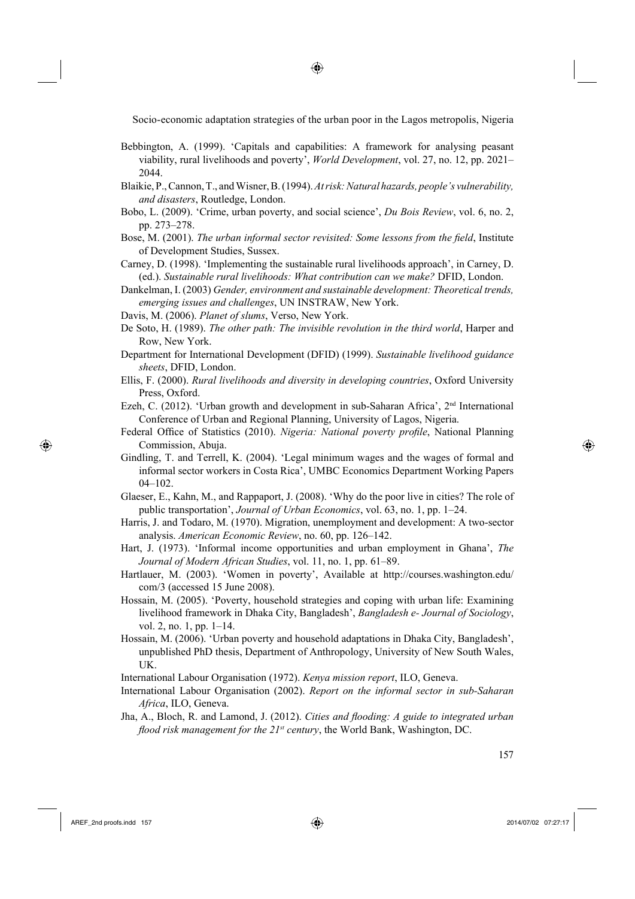Bebbington, A. (1999). 'Capitals and capabilities: A framework for analysing peasant viability, rural livelihoods and poverty', *World Development*, vol. 27, no. 12, pp. 2021–2044.

Blaikie, P., Cannon, T., and Wisner, B. (1994). *At risk: Natural hazards, people's vulnerability, and disasters*, Routledge, London.

Bobo, L. (2009). 'Crime, urban poverty, and social science', *Du Bois Review*, vol. 6, no. 2, pp. 273–278.

Bose, M. (2001). *The urban informal sector revisited: Some lessons from the field*, Institute of Development Studies, Sussex.

Carney, D. (1998). 'Implementing the sustainable rural livelihoods approach', in Carney, D. (ed.). *Sustainable rural livelihoods: What contribution can we make?* DFID, London.

Dankelman, I. (2003) *Gender, environment and sustainable development: Theoretical trends, emerging issues and challenges*, UN INSTRAW, New York.

Davis, M. (2006). *Planet of slums*, Verso, New York.

De Soto, H. (1989). *The other path: The invisible revolution in the third world*, Harper and Row, New York.

Department for International Development (DFID) (1999). *Sustainable livelihood guidance sheets*, DFID, London.

Ellis, F. (2000). *Rural livelihoods and diversity in developing countries*, Oxford University Press, Oxford.

Ezeh, C. (2012). 'Urban growth and development in sub-Saharan Africa', 2nd International Conference of Urban and Regional Planning, University of Lagos, Nigeria.

Federal Office of Statistics (2010). *Nigeria: National poverty profile*, National Planning Commission, Abuja.

Gindling, T. and Terrell, K. (2004). 'Legal minimum wages and the wages of formal and informal sector workers in Costa Rica', UMBC Economics Department Working Papers 04–102.

Glaeser, E., Kahn, M., and Rappaport, J. (2008). 'Why do the poor live in cities? The role of public transportation', *Journal of Urban Economics*, vol. 63, no. 1, pp. 1–24.

Harris, J. and Todaro, M. (1970). Migration, unemployment and development: A two-sector analysis. *American Economic Review*, no. 60, pp. 126–142.

Hart, J. (1973). 'Informal income opportunities and urban employment in Ghana', *The Journal of Modern African Studies*, vol. 11, no. 1, pp. 61–89.

Hartlauer, M. (2003). 'Women in poverty', Available at http://courses.washington.edu/com/3 (accessed 15 June 2008).

Hossain, M. (2005). 'Poverty, household strategies and coping with urban life: Examining livelihood framework in Dhaka City, Bangladesh', *Bangladesh e- Journal of Sociology*, vol. 2, no. 1, pp. 1–14.

Hossain, M. (2006). 'Urban poverty and household adaptations in Dhaka City, Bangladesh', unpublished PhD thesis, Department of Anthropology, University of New South Wales, UK.

International Labour Organisation (1972). *Kenya mission report*, ILO, Geneva.

International Labour Organisation (2002). *Report on the informal sector in sub-Saharan Africa*, ILO, Geneva.

Jha, A., Bloch, R. and Lamond, J. (2012). *Cities and flooding: A guide to integrated urban flood risk management for the 21st century*, the World Bank, Washington, DC.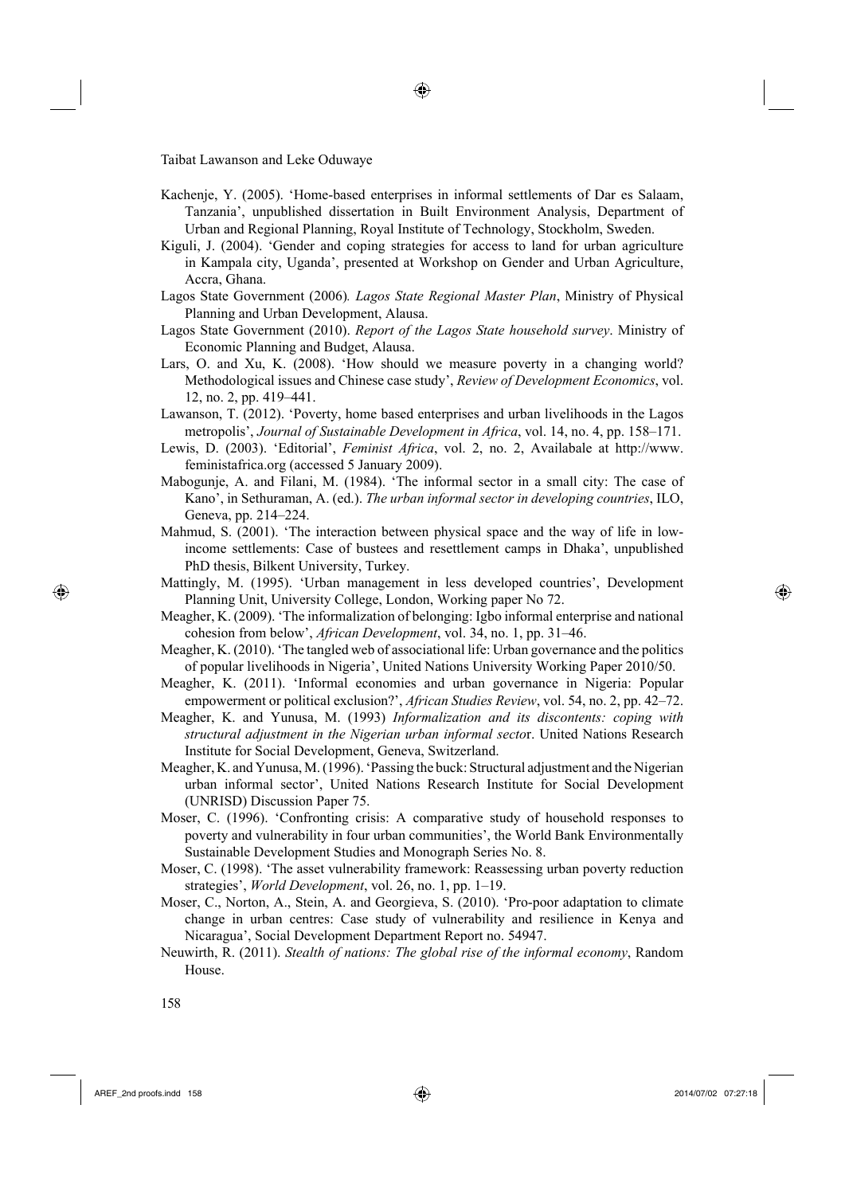Kachenje, Y. (2005). 'Home-based enterprises in informal settlements of Dar es Salaam, Tanzania', unpublished dissertation in Built Environment Analysis, Department of Urban and Regional Planning, Royal Institute of Technology, Stockholm, Sweden.

Kiguli, J. (2004). 'Gender and coping strategies for access to land for urban agriculture in Kampala city, Uganda', presented at Workshop on Gender and Urban Agriculture, Accra, Ghana.

Lagos State Government (2006). *Lagos State Regional Master Plan*, Ministry of Physical Planning and Urban Development, Alausa.

Lagos State Government (2010). *Report of the Lagos State household survey*. Ministry of Economic Planning and Budget, Alausa.

Lars, O. and Xu, K. (2008). 'How should we measure poverty in a changing world? Methodological issues and Chinese case study', *Review of Development Economics*, vol. 12, no. 2, pp. 419–441.

Lawanson, T. (2012). 'Poverty, home based enterprises and urban livelihoods in the Lagos metropolis', *Journal of Sustainable Development in Africa*, vol. 14, no. 4, pp. 158–171.

Lewis, D. (2003). 'Editorial', *Feminist Africa*, vol. 2, no. 2, Availabale at http://www.feministafrica.org (accessed 5 January 2009).

Mabogunje, A. and Filani, M. (1984). 'The informal sector in a small city: The case of Kano', in Sethuraman, A. (ed.). *The urban informal sector in developing countries*, ILO, Geneva, pp. 214–224.

Mahmud, S. (2001). 'The interaction between physical space and the way of life in low-income settlements: Case of bustees and resettlement camps in Dhaka', unpublished PhD thesis, Bilkent University, Turkey.

Mattingly, M. (1995). 'Urban management in less developed countries', Development Planning Unit, University College, London, Working paper No 72.

Meagher, K. (2009). 'The informalization of belonging: Igbo informal enterprise and national cohesion from below', *African Development*, vol. 34, no. 1, pp. 31–46.

Meagher, K. (2010). 'The tangled web of associational life: Urban governance and the politics of popular livelihoods in Nigeria', United Nations University Working Paper 2010/50.

Meagher, K. (2011). 'Informal economies and urban governance in Nigeria: Popular empowerment or political exclusion?', *African Studies Review*, vol. 54, no. 2, pp. 42–72.

Meagher, K. and Yunusa, M. (1993) *Informalization and its discontents: coping with structural adjustment in the Nigerian urban informal sect*or. United Nations Research Institute for Social Development, Geneva, Switzerland.

Meagher, K. and Yunusa, M. (1996). 'Passing the buck: Structural adjustment and the Nigerian urban informal sector', United Nations Research Institute for Social Development (UNRISD) Discussion Paper 75.

Moser, C. (1996). 'Confronting crisis: A comparative study of household responses to poverty and vulnerability in four urban communities', the World Bank Environmentally Sustainable Development Studies and Monograph Series No. 8.

Moser, C. (1998). 'The asset vulnerability framework: Reassessing urban poverty reduction strategies', *World Development*, vol. 26, no. 1, pp. 1–19.

Moser, C., Norton, A., Stein, A. and Georgieva, S. (2010). 'Pro-poor adaptation to climate change in urban centres: Case study of vulnerability and resilience in Kenya and Nicaragua', Social Development Department Report no. 54947.

Neuwirth, R. (2011). *Stealth of nations: The global rise of the informal economy*, Random House.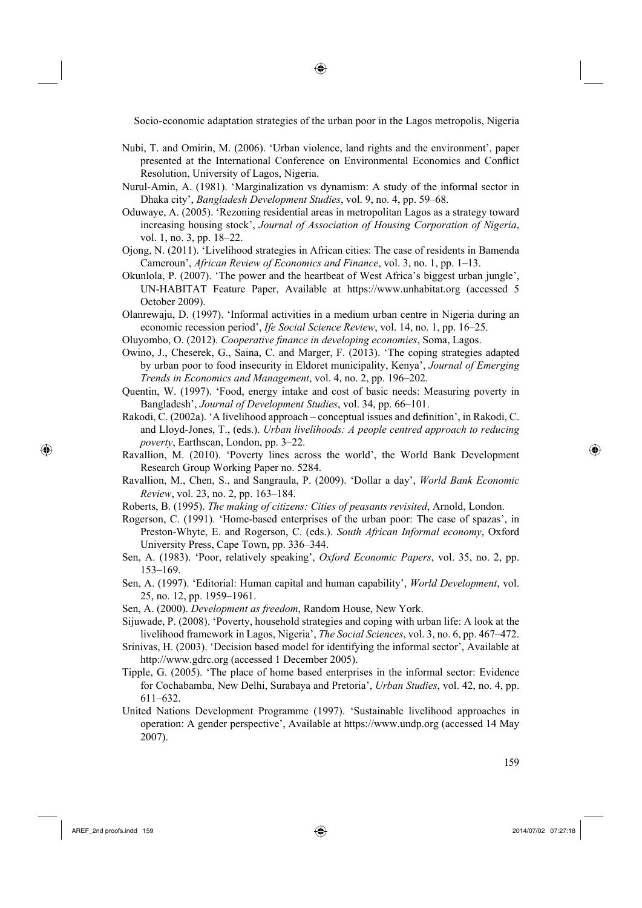Nubi, T. and Omirin, M. (2006). 'Urban violence, land rights and the environment', paper presented at the International Conference on Environmental Economics and Conflict Resolution, University of Lagos, Nigeria.

Nurul-Amin, A. (1981). 'Marginalization vs dynamism: A study of the informal sector in Dhaka city', *Bangladesh Development Studies*, vol. 9, no. 4, pp. 59–68.

Oduwaye, A. (2005). 'Rezoning residential areas in metropolitan Lagos as a strategy toward increasing housing stock', *Journal of Association of Housing Corporation of Nigeria*, vol. 1, no. 3, pp. 18–22.

Ojong, N. (2011). 'Livelihood strategies in African cities: The case of residents in Bamenda Cameroun', *African Review of Economics and Finance*, vol. 3, no. 1, pp. 1–13.

Okunlola, P. (2007). 'The power and the heartbeat of West Africa's biggest urban jungle', UN-HABITAT Feature Paper, Available at https://www.unhabitat.org (accessed 5 October 2009).

Olanrewaju, D. (1997). 'Informal activities in a medium urban centre in Nigeria during an economic recession period', *Ife Social Science Review*, vol. 14, no. 1, pp. 16–25.

Oluyombo, O. (2012). *Cooperative finance in developing economies*, Soma, Lagos.

Owino, J., Cheserek, G., Saina, C. and Marger, F. (2013). 'The coping strategies adapted by urban poor to food insecurity in Eldoret municipality, Kenya', *Journal of Emerging Trends in Economics and Management*, vol. 4, no. 2, pp. 196–202.

Quentin, W. (1997). 'Food, energy intake and cost of basic needs: Measuring poverty in Bangladesh', *Journal of Development Studies*, vol. 34, pp. 66–101.

Rakodi, C. (2002a). 'A livelihood approach – conceptual issues and definition', in Rakodi, C. and Lloyd-Jones, T., (eds.). *Urban livelihoods: A people centred approach to reducing poverty*, Earthscan, London, pp. 3–22.

Ravallion, M. (2010). 'Poverty lines across the world', the World Bank Development Research Group Working Paper no. 5284.

Ravallion, M., Chen, S., and Sangraula, P. (2009). 'Dollar a day', *World Bank Economic Review*, vol. 23, no. 2, pp. 163–184.

Roberts, B. (1995). *The making of citizens: Cities of peasants revisited*, Arnold, London.

Rogerson, C. (1991). 'Home-based enterprises of the urban poor: The case of spazas', in Preston-Whyte, E. and Rogerson, C. (eds.). *South African Informal economy*, Oxford University Press, Cape Town, pp. 336–344.

Sen, A. (1983). 'Poor, relatively speaking', *Oxford Economic Papers*, vol. 35, no. 2, pp. 153–169.

Sen, A. (1997). 'Editorial: Human capital and human capability', *World Development*, vol. 25, no. 12, pp. 1959–1961.

Sen, A. (2000). *Development as freedom*, Random House, New York.

Sijuwade, P. (2008). 'Poverty, household strategies and coping with urban life: A look at the livelihood framework in Lagos, Nigeria', *The Social Sciences*, vol. 3, no. 6, pp. 467–472.

Srinivas, H. (2003). 'Decision based model for identifying the informal sector', Available at http://www.gdrc.org (accessed 1 December 2005).

Tipple, G. (2005). 'The place of home based enterprises in the informal sector: Evidence for Cochabamba, New Delhi, Surabaya and Pretoria', *Urban Studies*, vol. 42, no. 4, pp. 611–632.

United Nations Development Programme (1997). 'Sustainable livelihood approaches in operation: A gender perspective', Available at https://www.undp.org (accessed 14 May 2007).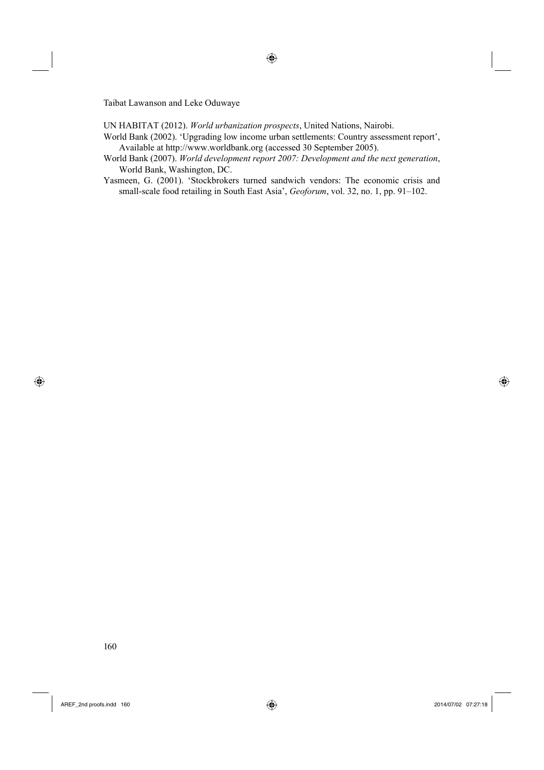UN HABITAT (2012). *World urbanization prospects*, United Nations, Nairobi.

World Bank (2002). 'Upgrading low income urban settlements: Country assessment report', Available at http://www.worldbank.org (accessed 30 September 2005).

World Bank (2007). *World development report 2007: Development and the next generation*, World Bank, Washington, DC.

Yasmeen, G. (2001). 'Stockbrokers turned sandwich vendors: The economic crisis and small-scale food retailing in South East Asia', *Geoforum*, vol. 32, no. 1, pp. 91–102.